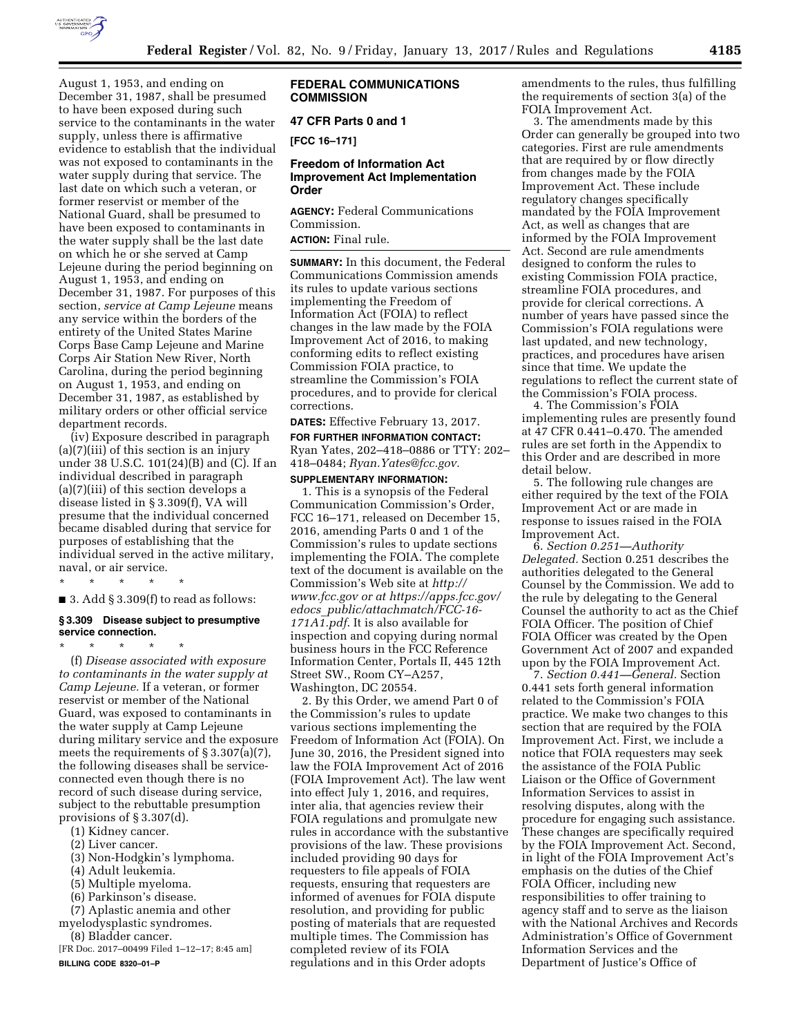August 1, 1953, and ending on December 31, 1987, shall be presumed to have been exposed during such service to the contaminants in the water supply, unless there is affirmative evidence to establish that the individual was not exposed to contaminants in the water supply during that service. The last date on which such a veteran, or former reservist or member of the National Guard, shall be presumed to have been exposed to contaminants in the water supply shall be the last date on which he or she served at Camp Lejeune during the period beginning on August 1, 1953, and ending on December 31, 1987. For purposes of this section, *service at Camp Lejeune* means any service within the borders of the entirety of the United States Marine Corps Base Camp Lejeune and Marine Corps Air Station New River, North Carolina, during the period beginning on August 1, 1953, and ending on December 31, 1987, as established by military orders or other official service department records.

(iv) Exposure described in paragraph (a)(7)(iii) of this section is an injury under 38 U.S.C. 101(24)(B) and (C). If an individual described in paragraph (a)(7)(iii) of this section develops a disease listed in § 3.309(f), VA will presume that the individual concerned became disabled during that service for purposes of establishing that the individual served in the active military, naval, or air service.

\* \* \* \* \*

■ 3. Add § 3.309(f) to read as follows:

**§ 3.309 Disease subject to presumptive service connection.**

\* \* \* \* \*

(f) *Disease associated with exposure to contaminants in the water supply at Camp Lejeune.* If a veteran, or former reservist or member of the National Guard, was exposed to contaminants in the water supply at Camp Lejeune during military service and the exposure meets the requirements of § 3.307(a)(7), the following diseases shall be service-connected even though there is no record of such disease during service, subject to the rebuttable presumption provisions of § 3.307(d).

(1) Kidney cancer.

(2) Liver cancer.

(3) Non-Hodgkin's lymphoma.

(4) Adult leukemia.

(5) Multiple myeloma.

(6) Parkinson's disease.

(7) Aplastic anemia and other myelodysplastic syndromes.

(8) Bladder cancer.

[FR Doc. 2017–00499 Filed 1–12–17; 8:45 am]

**BILLING CODE 8320–01–P**

## FEDERAL COMMUNICATIONS COMMISSION

### 47 CFR Parts 0 and 1

**[FCC 16–171]**

### Freedom of Information Act Improvement Act Implementation Order

**AGENCY:** Federal Communications Commission.

**ACTION:** Final rule.

**SUMMARY:** In this document, the Federal Communications Commission amends its rules to update various sections implementing the Freedom of Information Act (FOIA) to reflect changes in the law made by the FOIA Improvement Act of 2016, to making conforming edits to reflect existing Commission FOIA practice, to streamline the Commission's FOIA procedures, and to provide for clerical corrections.

**DATES:** Effective February 13, 2017.

**FOR FURTHER INFORMATION CONTACT:** Ryan Yates, 202–418–0886 or TTY: 202–418–0484; *Ryan.Yates@fcc.gov.*

**SUPPLEMENTARY INFORMATION:**

1. This is a synopsis of the Federal Communication Commission's Order, FCC 16–171, released on December 15, 2016, amending Parts 0 and 1 of the Commission's rules to update sections implementing the FOIA. The complete text of the document is available on the Commission's Web site at *http://www.fcc.gov or at https://apps.fcc.gov/edocs_public/attachmatch/FCC-16-171A1.pdf.* It is also available for inspection and copying during normal business hours in the FCC Reference Information Center, Portals II, 445 12th Street SW., Room CY–A257, Washington, DC 20554.

2. By this Order, we amend Part 0 of the Commission's rules to update various sections implementing the Freedom of Information Act (FOIA). On June 30, 2016, the President signed into law the FOIA Improvement Act of 2016 (FOIA Improvement Act). The law went into effect July 1, 2016, and requires, inter alia, that agencies review their FOIA regulations and promulgate new rules in accordance with the substantive provisions of the law. These provisions included providing 90 days for requesters to file appeals of FOIA requests, ensuring that requesters are informed of avenues for FOIA dispute resolution, and providing for public posting of materials that are requested multiple times. The Commission has completed review of its FOIA regulations and in this Order adopts amendments to the rules, thus fulfilling the requirements of section 3(a) of the FOIA Improvement Act.

3. The amendments made by this Order can generally be grouped into two categories. First are rule amendments that are required by or flow directly from changes made by the FOIA Improvement Act. These include regulatory changes specifically mandated by the FOIA Improvement Act, as well as changes that are informed by the FOIA Improvement Act. Second are rule amendments designed to conform the rules to existing Commission FOIA practice, streamline FOIA procedures, and provide for clerical corrections. A number of years have passed since the Commission's FOIA regulations were last updated, and new technology, practices, and procedures have arisen since that time. We update the regulations to reflect the current state of the Commission's FOIA process.

4. The Commission's FOIA implementing rules are presently found at 47 CFR 0.441–0.470. The amended rules are set forth in the Appendix to this Order and are described in more detail below.

5. The following rule changes are either required by the text of the FOIA Improvement Act or are made in response to issues raised in the FOIA Improvement Act.

6. *Section 0.251—Authority Delegated.* Section 0.251 describes the authorities delegated to the General Counsel by the Commission. We add to the rule by delegating to the General Counsel the authority to act as the Chief FOIA Officer. The position of Chief FOIA Officer was created by the Open Government Act of 2007 and expanded upon by the FOIA Improvement Act.

7. *Section 0.441—General.* Section 0.441 sets forth general information related to the Commission's FOIA practice. We make two changes to this section that are required by the FOIA Improvement Act. First, we include a notice that FOIA requesters may seek the assistance of the FOIA Public Liaison or the Office of Government Information Services to assist in resolving disputes, along with the procedure for engaging such assistance. These changes are specifically required by the FOIA Improvement Act. Second, in light of the FOIA Improvement Act's emphasis on the duties of the Chief FOIA Officer, including new responsibilities to offer training to agency staff and to serve as the liaison with the National Archives and Records Administration's Office of Government Information Services and the Department of Justice's Office of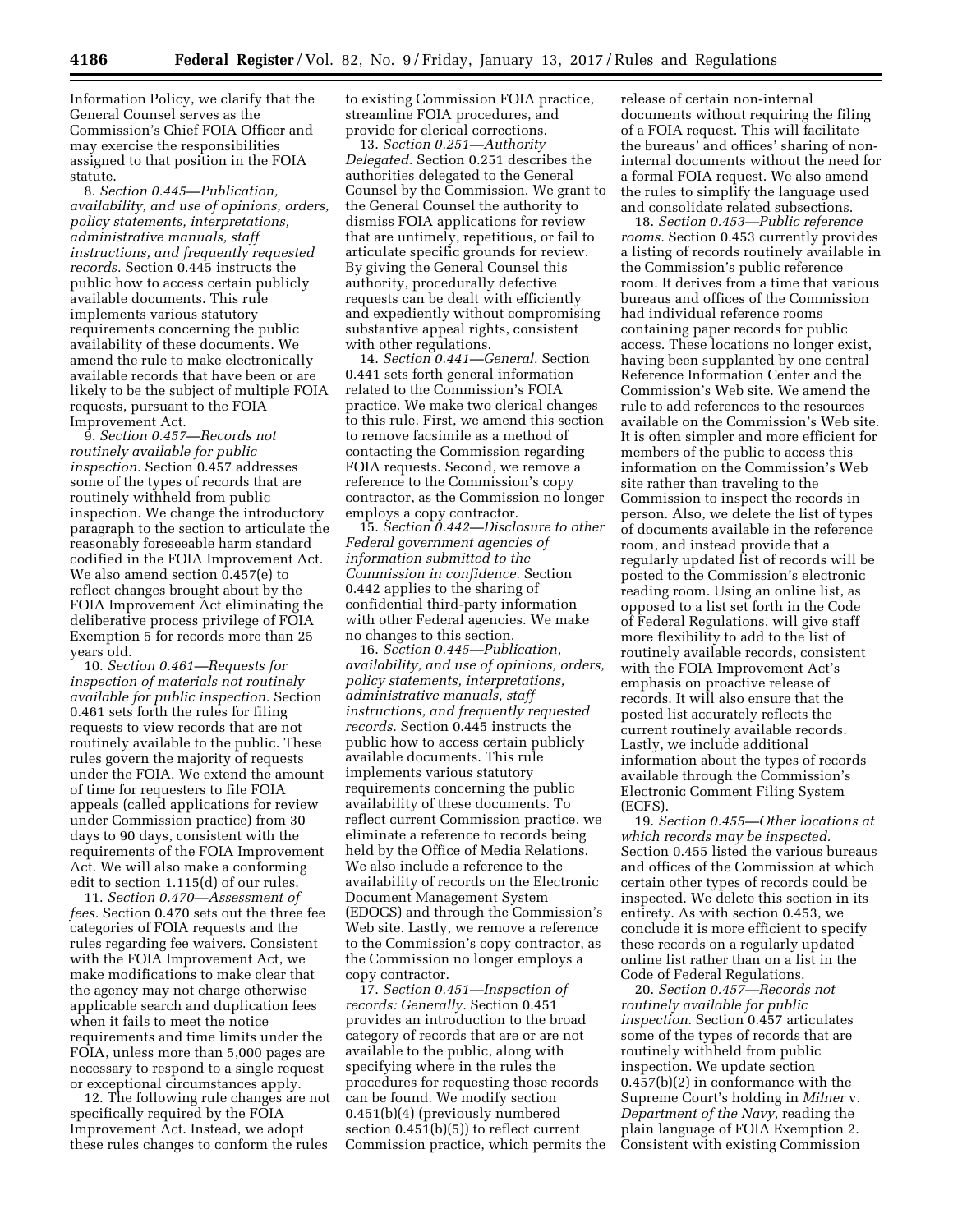Information Policy, we clarify that the General Counsel serves as the Commission's Chief FOIA Officer and may exercise the responsibilities assigned to that position in the FOIA statute.

8. *Section 0.445—Publication, availability, and use of opinions, orders, policy statements, interpretations, administrative manuals, staff instructions, and frequently requested records.* Section 0.445 instructs the public how to access certain publicly available documents. This rule implements various statutory requirements concerning the public availability of these documents. We amend the rule to make electronically available records that have been or are likely to be the subject of multiple FOIA requests, pursuant to the FOIA Improvement Act.

9. *Section 0.457—Records not routinely available for public inspection.* Section 0.457 addresses some of the types of records that are routinely withheld from public inspection. We change the introductory paragraph to the section to articulate the reasonably foreseeable harm standard codified in the FOIA Improvement Act. We also amend section 0.457(e) to reflect changes brought about by the FOIA Improvement Act eliminating the deliberative process privilege of FOIA Exemption 5 for records more than 25 years old.

10. *Section 0.461—Requests for inspection of materials not routinely available for public inspection.* Section 0.461 sets forth the rules for filing requests to view records that are not routinely available to the public. These rules govern the majority of requests under the FOIA. We extend the amount of time for requesters to file FOIA appeals (called applications for review under Commission practice) from 30 days to 90 days, consistent with the requirements of the FOIA Improvement Act. We will also make a conforming edit to section 1.115(d) of our rules.

11. *Section 0.470—Assessment of fees.* Section 0.470 sets out the three fee categories of FOIA requests and the rules regarding fee waivers. Consistent with the FOIA Improvement Act, we make modifications to make clear that the agency may not charge otherwise applicable search and duplication fees when it fails to meet the notice requirements and time limits under the FOIA, unless more than 5,000 pages are necessary to respond to a single request or exceptional circumstances apply.

12. The following rule changes are not specifically required by the FOIA Improvement Act. Instead, we adopt these rules changes to conform the rules to existing Commission FOIA practice, streamline FOIA procedures, and provide for clerical corrections.

13. *Section 0.251—Authority Delegated.* Section 0.251 describes the authorities delegated to the General Counsel by the Commission. We grant to the General Counsel the authority to dismiss FOIA applications for review that are untimely, repetitious, or fail to articulate specific grounds for review. By giving the General Counsel this authority, procedurally defective requests can be dealt with efficiently and expediently without compromising substantive appeal rights, consistent with other regulations.

14. *Section 0.441—General.* Section 0.441 sets forth general information related to the Commission's FOIA practice. We make two clerical changes to this rule. First, we amend this section to remove facsimile as a method of contacting the Commission regarding FOIA requests. Second, we remove a reference to the Commission's copy contractor, as the Commission no longer employs a copy contractor.

15. *Section 0.442—Disclosure to other Federal government agencies of information submitted to the Commission in confidence.* Section 0.442 applies to the sharing of confidential third-party information with other Federal agencies. We make no changes to this section.

16. *Section 0.445—Publication, availability, and use of opinions, orders, policy statements, interpretations, administrative manuals, staff instructions, and frequently requested records.* Section 0.445 instructs the public how to access certain publicly available documents. This rule implements various statutory requirements concerning the public availability of these documents. To reflect current Commission practice, we eliminate a reference to records being held by the Office of Media Relations. We also include a reference to the availability of records on the Electronic Document Management System (EDOCS) and through the Commission's Web site. Lastly, we remove a reference to the Commission's copy contractor, as the Commission no longer employs a copy contractor.

17. *Section 0.451—Inspection of records: Generally.* Section 0.451 provides an introduction to the broad category of records that are or are not available to the public, along with specifying where in the rules the procedures for requesting those records can be found. We modify section 0.451(b)(4) (previously numbered section 0.451(b)(5)) to reflect current Commission practice, which permits the release of certain non-internal documents without requiring the filing of a FOIA request. This will facilitate the bureaus' and offices' sharing of non-internal documents without the need for a formal FOIA request. We also amend the rules to simplify the language used and consolidate related subsections.

18. *Section 0.453—Public reference rooms.* Section 0.453 currently provides a listing of records routinely available in the Commission's public reference room. It derives from a time that various bureaus and offices of the Commission had individual reference rooms containing paper records for public access. These locations no longer exist, having been supplanted by one central Reference Information Center and the Commission's Web site. We amend the rule to add references to the resources available on the Commission's Web site. It is often simpler and more efficient for members of the public to access this information on the Commission's Web site rather than traveling to the Commission to inspect the records in person. Also, we delete the list of types of documents available in the reference room, and instead provide that a regularly updated list of records will be posted to the Commission's electronic reading room. Using an online list, as opposed to a list set forth in the Code of Federal Regulations, will give staff more flexibility to add to the list of routinely available records, consistent with the FOIA Improvement Act's emphasis on proactive release of records. It will also ensure that the posted list accurately reflects the current routinely available records. Lastly, we include additional information about the types of records available through the Commission's Electronic Comment Filing System (ECFS).

19. *Section 0.455—Other locations at which records may be inspected.* Section 0.455 listed the various bureaus and offices of the Commission at which certain other types of records could be inspected. We delete this section in its entirety. As with section 0.453, we conclude it is more efficient to specify these records on a regularly updated online list rather than on a list in the Code of Federal Regulations.

20. *Section 0.457—Records not routinely available for public inspection.* Section 0.457 articulates some of the types of records that are routinely withheld from public inspection. We update section 0.457(b)(2) in conformance with the Supreme Court's holding in *Milner* v. *Department of the Navy,* reading the plain language of FOIA Exemption 2. Consistent with existing Commission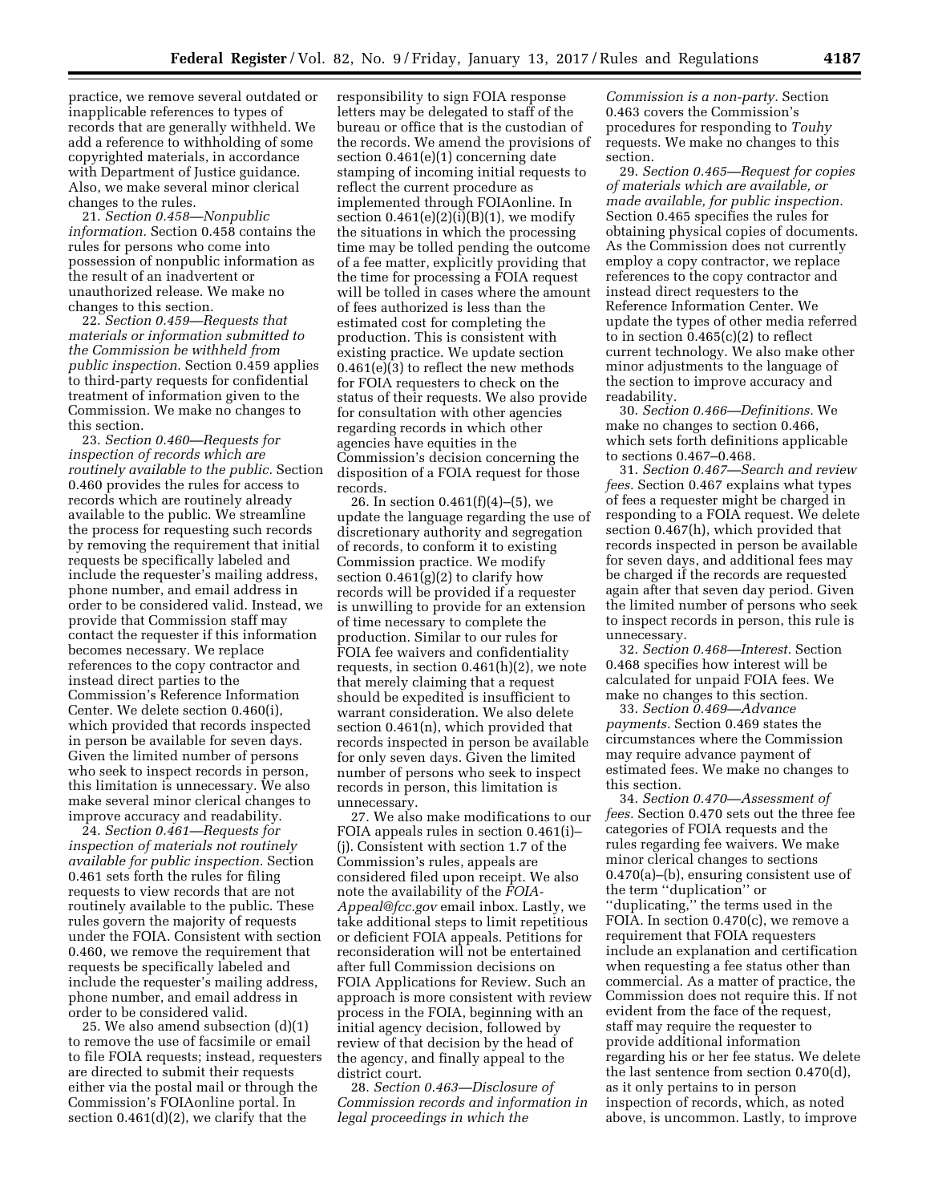practice, we remove several outdated or inapplicable references to types of records that are generally withheld. We add a reference to withholding of some copyrighted materials, in accordance with Department of Justice guidance. Also, we make several minor clerical changes to the rules.

21. *Section 0.458—Nonpublic information.* Section 0.458 contains the rules for persons who come into possession of nonpublic information as the result of an inadvertent or unauthorized release. We make no changes to this section.

22. *Section 0.459—Requests that materials or information submitted to the Commission be withheld from public inspection.* Section 0.459 applies to third-party requests for confidential treatment of information given to the Commission. We make no changes to this section.

23. *Section 0.460—Requests for inspection of records which are routinely available to the public.* Section 0.460 provides the rules for access to records which are routinely already available to the public. We streamline the process for requesting such records by removing the requirement that initial requests be specifically labeled and include the requester's mailing address, phone number, and email address in order to be considered valid. Instead, we provide that Commission staff may contact the requester if this information becomes necessary. We replace references to the copy contractor and instead direct parties to the Commission's Reference Information Center. We delete section 0.460(i), which provided that records inspected in person be available for seven days. Given the limited number of persons who seek to inspect records in person, this limitation is unnecessary. We also make several minor clerical changes to improve accuracy and readability.

24. *Section 0.461—Requests for inspection of materials not routinely available for public inspection.* Section 0.461 sets forth the rules for filing requests to view records that are not routinely available to the public. These rules govern the majority of requests under the FOIA. Consistent with section 0.460, we remove the requirement that requests be specifically labeled and include the requester's mailing address, phone number, and email address in order to be considered valid.

25. We also amend subsection (d)(1) to remove the use of facsimile or email to file FOIA requests; instead, requesters are directed to submit their requests either via the postal mail or through the Commission's FOIAonline portal. In section 0.461(d)(2), we clarify that the responsibility to sign FOIA response letters may be delegated to staff of the bureau or office that is the custodian of the records. We amend the provisions of section 0.461(e)(1) concerning date stamping of incoming initial requests to reflect the current procedure as implemented through FOIAonline. In section 0.461(e)(2)(i)(B)(1), we modify the situations in which the processing time may be tolled pending the outcome of a fee matter, explicitly providing that the time for processing a FOIA request will be tolled in cases where the amount of fees authorized is less than the estimated cost for completing the production. This is consistent with existing practice. We update section 0.461(e)(3) to reflect the new methods for FOIA requesters to check on the status of their requests. We also provide for consultation with other agencies regarding records in which other agencies have equities in the Commission's decision concerning the disposition of a FOIA request for those records.

26. In section 0.461(f)(4)–(5), we update the language regarding the use of discretionary authority and segregation of records, to conform it to existing Commission practice. We modify section 0.461(g)(2) to clarify how records will be provided if a requester is unwilling to provide for an extension of time necessary to complete the production. Similar to our rules for FOIA fee waivers and confidentiality requests, in section 0.461(h)(2), we note that merely claiming that a request should be expedited is insufficient to warrant consideration. We also delete section 0.461(n), which provided that records inspected in person be available for only seven days. Given the limited number of persons who seek to inspect records in person, this limitation is unnecessary.

27. We also make modifications to our FOIA appeals rules in section 0.461(i)–(j). Consistent with section 1.7 of the Commission's rules, appeals are considered filed upon receipt. We also note the availability of the *FOIA-Appeal@fcc.gov* email inbox. Lastly, we take additional steps to limit repetitious or deficient FOIA appeals. Petitions for reconsideration will not be entertained after full Commission decisions on FOIA Applications for Review. Such an approach is more consistent with review process in the FOIA, beginning with an initial agency decision, followed by review of that decision by the head of the agency, and finally appeal to the district court.

28. *Section 0.463—Disclosure of Commission records and information in legal proceedings in which the Commission is a non-party.* Section 0.463 covers the Commission's procedures for responding to *Touhy* requests. We make no changes to this section.

29. *Section 0.465—Request for copies of materials which are available, or made available, for public inspection.* Section 0.465 specifies the rules for obtaining physical copies of documents. As the Commission does not currently employ a copy contractor, we replace references to the copy contractor and instead direct requesters to the Reference Information Center. We update the types of other media referred to in section 0.465(c)(2) to reflect current technology. We also make other minor adjustments to the language of the section to improve accuracy and readability.

30. *Section 0.466—Definitions.* We make no changes to section 0.466, which sets forth definitions applicable to sections 0.467–0.468.

31. *Section 0.467—Search and review fees.* Section 0.467 explains what types of fees a requester might be charged in responding to a FOIA request. We delete section 0.467(h), which provided that records inspected in person be available for seven days, and additional fees may be charged if the records are requested again after that seven day period. Given the limited number of persons who seek to inspect records in person, this rule is unnecessary.

32. *Section 0.468—Interest.* Section 0.468 specifies how interest will be calculated for unpaid FOIA fees. We make no changes to this section.

33. *Section 0.469—Advance payments.* Section 0.469 states the circumstances where the Commission may require advance payment of estimated fees. We make no changes to this section.

34. *Section 0.470—Assessment of fees.* Section 0.470 sets out the three fee categories of FOIA requests and the rules regarding fee waivers. We make minor clerical changes to sections 0.470(a)–(b), ensuring consistent use of the term ''duplication'' or ''duplicating,'' the terms used in the FOIA. In section 0.470(c), we remove a requirement that FOIA requesters include an explanation and certification when requesting a fee status other than commercial. As a matter of practice, the Commission does not require this. If not evident from the face of the request, staff may require the requester to provide additional information regarding his or her fee status. We delete the last sentence from section 0.470(d), as it only pertains to in person inspection of records, which, as noted above, is uncommon. Lastly, to improve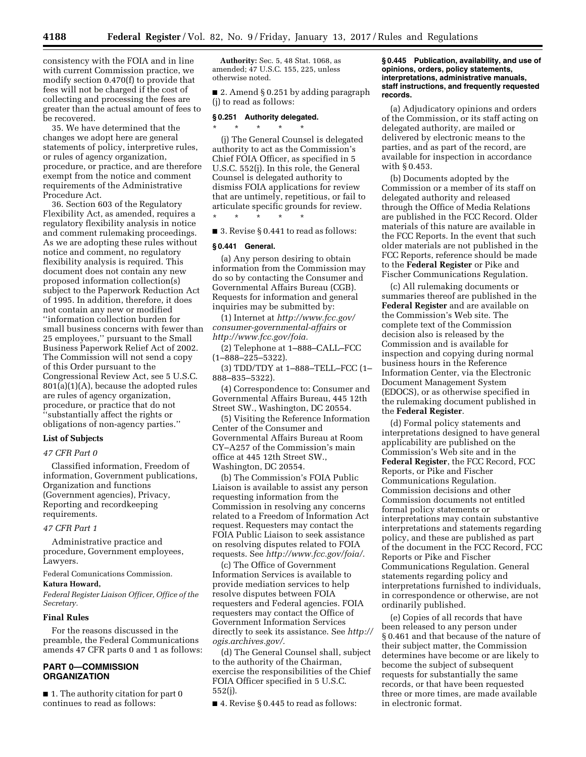consistency with the FOIA and in line with current Commission practice, we modify section 0.470(f) to provide that fees will not be charged if the cost of collecting and processing the fees are greater than the actual amount of fees to be recovered.

35. We have determined that the changes we adopt here are general statements of policy, interpretive rules, or rules of agency organization, procedure, or practice, and are therefore exempt from the notice and comment requirements of the Administrative Procedure Act.

36. Section 603 of the Regulatory Flexibility Act, as amended, requires a regulatory flexibility analysis in notice and comment rulemaking proceedings. As we are adopting these rules without notice and comment, no regulatory flexibility analysis is required. This document does not contain any new proposed information collection(s) subject to the Paperwork Reduction Act of 1995. In addition, therefore, it does not contain any new or modified ''information collection burden for small business concerns with fewer than 25 employees,'' pursuant to the Small Business Paperwork Relief Act of 2002. The Commission will not send a copy of this Order pursuant to the Congressional Review Act, see 5 U.S.C. 801(a)(1)(A), because the adopted rules are rules of agency organization, procedure, or practice that do not ''substantially affect the rights or obligations of non-agency parties.''

### List of Subjects

*47 CFR Part 0*

Classified information, Freedom of information, Government publications, Organization and functions (Government agencies), Privacy, Reporting and recordkeeping requirements.

*47 CFR Part 1*

Administrative practice and procedure, Government employees, Lawyers.

Federal Comunications Commission.

**Katura Howard,**

*Federal Register Liaison Officer, Office of the Secretary.*

### Final Rules

For the reasons discussed in the preamble, the Federal Communications Commission amends 47 CFR parts 0 and 1 as follows:

## PART 0—COMMISSION ORGANIZATION

■ 1. The authority citation for part 0 continues to read as follows:

**Authority:** Sec. 5, 48 Stat. 1068, as amended; 47 U.S.C. 155, 225, unless otherwise noted.

■ 2. Amend § 0.251 by adding paragraph (j) to read as follows:

### § 0.251 Authority delegated.

\* \* \* \* \*

(j) The General Counsel is delegated authority to act as the Commission's Chief FOIA Officer, as specified in 5 U.S.C. 552(j). In this role, the General Counsel is delegated authority to dismiss FOIA applications for review that are untimely, repetitious, or fail to articulate specific grounds for review.

\* \* \* \* \*

■ 3. Revise § 0.441 to read as follows:

### § 0.441 General.

(a) Any person desiring to obtain information from the Commission may do so by contacting the Consumer and Governmental Affairs Bureau (CGB). Requests for information and general inquiries may be submitted by:

(1) Internet at *http://www.fcc.gov/consumer-governmental-affairs* or *http://www.fcc.gov/foia.*

(2) Telephone at 1–888–CALL–FCC (1–888–225–5322).

(3) TDD/TDY at 1–888–TELL–FCC (1–888–835–5322).

(4) Correspondence to: Consumer and Governmental Affairs Bureau, 445 12th Street SW., Washington, DC 20554.

(5) Visiting the Reference Information Center of the Consumer and Governmental Affairs Bureau at Room CY–A257 of the Commission's main office at 445 12th Street SW., Washington, DC 20554.

(b) The Commission's FOIA Public Liaison is available to assist any person requesting information from the Commission in resolving any concerns related to a Freedom of Information Act request. Requesters may contact the FOIA Public Liaison to seek assistance on resolving disputes related to FOIA requests. See *http://www.fcc.gov/foia/.*

(c) The Office of Government Information Services is available to provide mediation services to help resolve disputes between FOIA requesters and Federal agencies. FOIA requesters may contact the Office of Government Information Services directly to seek its assistance. See *http://ogis.archives.gov/.*

(d) The General Counsel shall, subject to the authority of the Chairman, exercise the responsibilities of the Chief FOIA Officer specified in 5 U.S.C. 552(j).

■ 4. Revise § 0.445 to read as follows:

### § 0.445 Publication, availability, and use of opinions, orders, policy statements, interpretations, administrative manuals, staff instructions, and frequently requested records.

(a) Adjudicatory opinions and orders of the Commission, or its staff acting on delegated authority, are mailed or delivered by electronic means to the parties, and as part of the record, are available for inspection in accordance with § 0.453.

(b) Documents adopted by the Commission or a member of its staff on delegated authority and released through the Office of Media Relations are published in the FCC Record. Older materials of this nature are available in the FCC Reports. In the event that such older materials are not published in the FCC Reports, reference should be made to the **Federal Register** or Pike and Fischer Communications Regulation.

(c) All rulemaking documents or summaries thereof are published in the **Federal Register** and are available on the Commission's Web site. The complete text of the Commission decision also is released by the Commission and is available for inspection and copying during normal business hours in the Reference Information Center, via the Electronic Document Management System (EDOCS), or as otherwise specified in the rulemaking document published in the **Federal Register**.

(d) Formal policy statements and interpretations designed to have general applicability are published on the Commission's Web site and in the **Federal Register**, the FCC Record, FCC Reports, or Pike and Fischer Communications Regulation. Commission decisions and other Commission documents not entitled formal policy statements or interpretations may contain substantive interpretations and statements regarding policy, and these are published as part of the document in the FCC Record, FCC Reports or Pike and Fischer Communications Regulation. General statements regarding policy and interpretations furnished to individuals, in correspondence or otherwise, are not ordinarily published.

(e) Copies of all records that have been released to any person under § 0.461 and that because of the nature of their subject matter, the Commission determines have become or are likely to become the subject of subsequent requests for substantially the same records, or that have been requested three or more times, are made available in electronic format.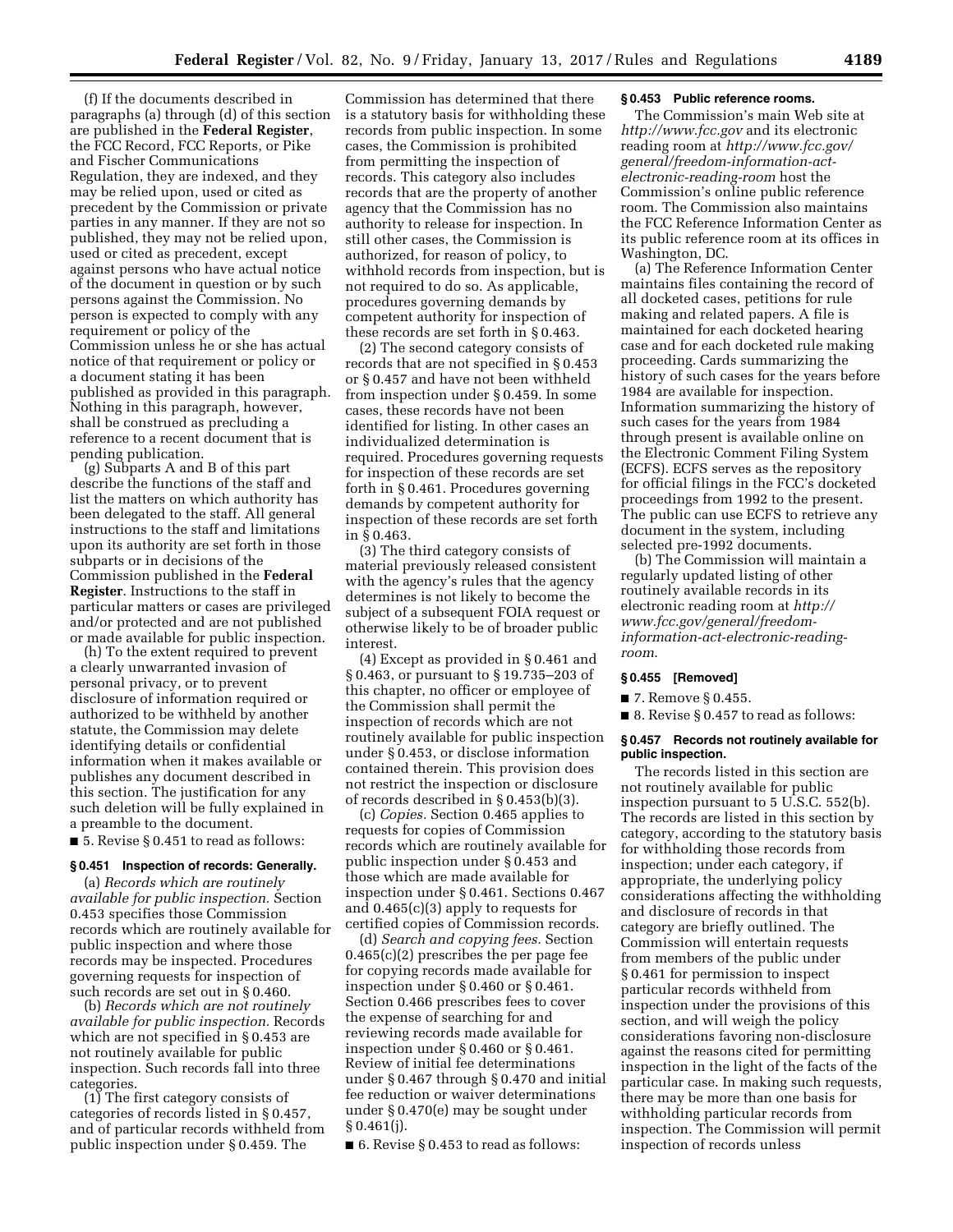(f) If the documents described in paragraphs (a) through (d) of this section are published in the **Federal Register**, the FCC Record, FCC Reports, or Pike and Fischer Communications Regulation, they are indexed, and they may be relied upon, used or cited as precedent by the Commission or private parties in any manner. If they are not so published, they may not be relied upon, used or cited as precedent, except against persons who have actual notice of the document in question or by such persons against the Commission. No person is expected to comply with any requirement or policy of the Commission unless he or she has actual notice of that requirement or policy or a document stating it has been published as provided in this paragraph. Nothing in this paragraph, however, shall be construed as precluding a reference to a recent document that is pending publication.

(g) Subparts A and B of this part describe the functions of the staff and list the matters on which authority has been delegated to the staff. All general instructions to the staff and limitations upon its authority are set forth in those subparts or in decisions of the Commission published in the **Federal Register**. Instructions to the staff in particular matters or cases are privileged and/or protected and are not published or made available for public inspection.

(h) To the extent required to prevent a clearly unwarranted invasion of personal privacy, or to prevent disclosure of information required or authorized to be withheld by another statute, the Commission may delete identifying details or confidential information when it makes available or publishes any document described in this section. The justification for any such deletion will be fully explained in a preamble to the document.

■ 5. Revise § 0.451 to read as follows:

**§ 0.451 Inspection of records: Generally.**

(a) *Records which are routinely available for public inspection.* Section 0.453 specifies those Commission records which are routinely available for public inspection and where those records may be inspected. Procedures governing requests for inspection of such records are set out in § 0.460.

(b) *Records which are not routinely available for public inspection.* Records which are not specified in § 0.453 are not routinely available for public inspection. Such records fall into three categories.

(1) The first category consists of categories of records listed in § 0.457, and of particular records withheld from public inspection under § 0.459. The Commission has determined that there is a statutory basis for withholding these records from public inspection. In some cases, the Commission is prohibited from permitting the inspection of records. This category also includes records that are the property of another agency that the Commission has no authority to release for inspection. In still other cases, the Commission is authorized, for reason of policy, to withhold records from inspection, but is not required to do so. As applicable, procedures governing demands by competent authority for inspection of these records are set forth in § 0.463.

(2) The second category consists of records that are not specified in § 0.453 or § 0.457 and have not been withheld from inspection under § 0.459. In some cases, these records have not been identified for listing. In other cases an individualized determination is required. Procedures governing requests for inspection of these records are set forth in § 0.461. Procedures governing demands by competent authority for inspection of these records are set forth in § 0.463.

(3) The third category consists of material previously released consistent with the agency's rules that the agency determines is not likely to become the subject of a subsequent FOIA request or otherwise likely to be of broader public interest.

(4) Except as provided in § 0.461 and § 0.463, or pursuant to § 19.735–203 of this chapter, no officer or employee of the Commission shall permit the inspection of records which are not routinely available for public inspection under § 0.453, or disclose information contained therein. This provision does not restrict the inspection or disclosure of records described in § 0.453(b)(3).

(c) *Copies.* Section 0.465 applies to requests for copies of Commission records which are routinely available for public inspection under § 0.453 and those which are made available for inspection under § 0.461. Sections 0.467 and 0.465(c)(3) apply to requests for certified copies of Commission records.

(d) *Search and copying fees.* Section 0.465(c)(2) prescribes the per page fee for copying records made available for inspection under § 0.460 or § 0.461. Section 0.466 prescribes fees to cover the expense of searching for and reviewing records made available for inspection under § 0.460 or § 0.461. Review of initial fee determinations under § 0.467 through § 0.470 and initial fee reduction or waiver determinations under § 0.470(e) may be sought under § 0.461(j).

■ 6. Revise § 0.453 to read as follows:

**§ 0.453 Public reference rooms.**

The Commission's main Web site at *http://www.fcc.gov* and its electronic reading room at *http://www.fcc.gov/general/freedom-information-act-electronic-reading-room* host the Commission's online public reference room. The Commission also maintains the FCC Reference Information Center as its public reference room at its offices in Washington, DC.

(a) The Reference Information Center maintains files containing the record of all docketed cases, petitions for rule making and related papers. A file is maintained for each docketed hearing case and for each docketed rule making proceeding. Cards summarizing the history of such cases for the years before 1984 are available for inspection. Information summarizing the history of such cases for the years from 1984 through present is available online on the Electronic Comment Filing System (ECFS). ECFS serves as the repository for official filings in the FCC's docketed proceedings from 1992 to the present. The public can use ECFS to retrieve any document in the system, including selected pre-1992 documents.

(b) The Commission will maintain a regularly updated listing of other routinely available records in its electronic reading room at *http://www.fcc.gov/general/freedom-information-act-electronic-reading-room*.

**§ 0.455 [Removed]**

■ 7. Remove § 0.455.

■ 8. Revise § 0.457 to read as follows:

**§ 0.457 Records not routinely available for public inspection.**

The records listed in this section are not routinely available for public inspection pursuant to 5 U.S.C. 552(b). The records are listed in this section by category, according to the statutory basis for withholding those records from inspection; under each category, if appropriate, the underlying policy considerations affecting the withholding and disclosure of records in that category are briefly outlined. The Commission will entertain requests from members of the public under § 0.461 for permission to inspect particular records withheld from inspection under the provisions of this section, and will weigh the policy considerations favoring non-disclosure against the reasons cited for permitting inspection in the light of the facts of the particular case. In making such requests, there may be more than one basis for withholding particular records from inspection. The Commission will permit inspection of records unless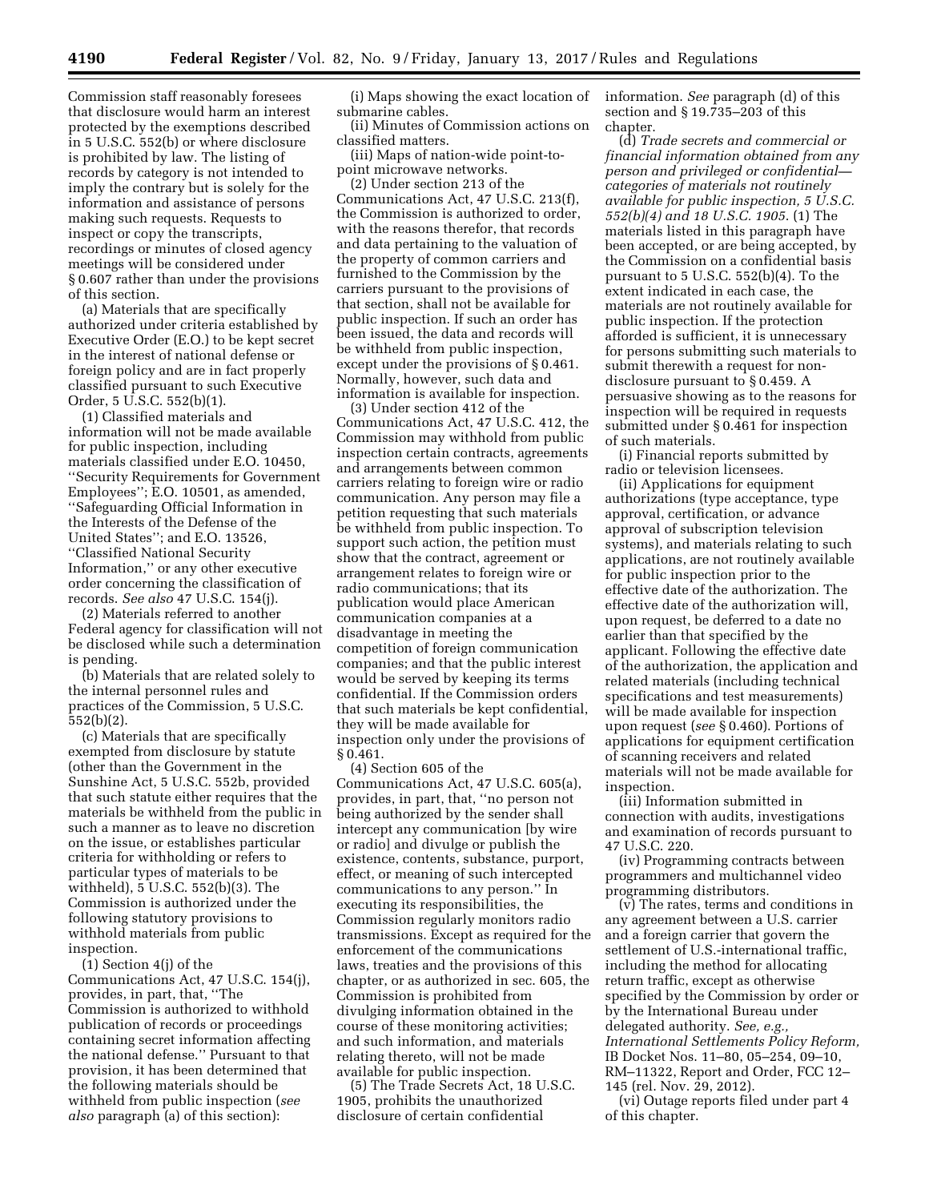Commission staff reasonably foresees that disclosure would harm an interest protected by the exemptions described in 5 U.S.C. 552(b) or where disclosure is prohibited by law. The listing of records by category is not intended to imply the contrary but is solely for the information and assistance of persons making such requests. Requests to inspect or copy the transcripts, recordings or minutes of closed agency meetings will be considered under § 0.607 rather than under the provisions of this section.

(a) Materials that are specifically authorized under criteria established by Executive Order (E.O.) to be kept secret in the interest of national defense or foreign policy and are in fact properly classified pursuant to such Executive Order, 5 U.S.C. 552(b)(1).

(1) Classified materials and information will not be made available for public inspection, including materials classified under E.O. 10450, ''Security Requirements for Government Employees''; E.O. 10501, as amended, ''Safeguarding Official Information in the Interests of the Defense of the United States''; and E.O. 13526, ''Classified National Security Information,'' or any other executive order concerning the classification of records. *See also* 47 U.S.C. 154(j).

(2) Materials referred to another Federal agency for classification will not be disclosed while such a determination is pending.

(b) Materials that are related solely to the internal personnel rules and practices of the Commission, 5 U.S.C. 552(b)(2).

(c) Materials that are specifically exempted from disclosure by statute (other than the Government in the Sunshine Act, 5 U.S.C. 552b, provided that such statute either requires that the materials be withheld from the public in such a manner as to leave no discretion on the issue, or establishes particular criteria for withholding or refers to particular types of materials to be withheld), 5 U.S.C. 552(b)(3). The Commission is authorized under the following statutory provisions to withhold materials from public inspection.

(1) Section 4(j) of the Communications Act, 47 U.S.C. 154(j), provides, in part, that, ''The Commission is authorized to withhold publication of records or proceedings containing secret information affecting the national defense.'' Pursuant to that provision, it has been determined that the following materials should be withheld from public inspection (*see also* paragraph (a) of this section):

(i) Maps showing the exact location of submarine cables.

(ii) Minutes of Commission actions on classified matters.

(iii) Maps of nation-wide point-to-point microwave networks.

(2) Under section 213 of the Communications Act, 47 U.S.C. 213(f), the Commission is authorized to order, with the reasons therefor, that records and data pertaining to the valuation of the property of common carriers and furnished to the Commission by the carriers pursuant to the provisions of that section, shall not be available for public inspection. If such an order has been issued, the data and records will be withheld from public inspection, except under the provisions of § 0.461. Normally, however, such data and information is available for inspection.

(3) Under section 412 of the Communications Act, 47 U.S.C. 412, the Commission may withhold from public inspection certain contracts, agreements and arrangements between common carriers relating to foreign wire or radio communication. Any person may file a petition requesting that such materials be withheld from public inspection. To support such action, the petition must show that the contract, agreement or arrangement relates to foreign wire or radio communications; that its publication would place American communication companies at a disadvantage in meeting the competition of foreign communication companies; and that the public interest would be served by keeping its terms confidential. If the Commission orders that such materials be kept confidential, they will be made available for inspection only under the provisions of § 0.461.

(4) Section 605 of the Communications Act, 47 U.S.C. 605(a), provides, in part, that, ''no person not being authorized by the sender shall intercept any communication [by wire or radio] and divulge or publish the existence, contents, substance, purport, effect, or meaning of such intercepted communications to any person.'' In executing its responsibilities, the Commission regularly monitors radio transmissions. Except as required for the enforcement of the communications laws, treaties and the provisions of this chapter, or as authorized in sec. 605, the Commission is prohibited from divulging information obtained in the course of these monitoring activities; and such information, and materials relating thereto, will not be made available for public inspection.

(5) The Trade Secrets Act, 18 U.S.C. 1905, prohibits the unauthorized disclosure of certain confidential information. *See* paragraph (d) of this section and § 19.735–203 of this chapter.

(d) *Trade secrets and commercial or financial information obtained from any person and privileged or confidential—categories of materials not routinely available for public inspection, 5 U.S.C. 552(b)(4) and 18 U.S.C. 1905.* (1) The materials listed in this paragraph have been accepted, or are being accepted, by the Commission on a confidential basis pursuant to 5 U.S.C. 552(b)(4). To the extent indicated in each case, the materials are not routinely available for public inspection. If the protection afforded is sufficient, it is unnecessary for persons submitting such materials to submit therewith a request for non-disclosure pursuant to § 0.459. A persuasive showing as to the reasons for inspection will be required in requests submitted under § 0.461 for inspection of such materials.

(i) Financial reports submitted by radio or television licensees.

(ii) Applications for equipment authorizations (type acceptance, type approval, certification, or advance approval of subscription television systems), and materials relating to such applications, are not routinely available for public inspection prior to the effective date of the authorization. The effective date of the authorization will, upon request, be deferred to a date no earlier than that specified by the applicant. Following the effective date of the authorization, the application and related materials (including technical specifications and test measurements) will be made available for inspection upon request (*see* § 0.460). Portions of applications for equipment certification of scanning receivers and related materials will not be made available for inspection.

(iii) Information submitted in connection with audits, investigations and examination of records pursuant to 47 U.S.C. 220.

(iv) Programming contracts between programmers and multichannel video programming distributors.

(v) The rates, terms and conditions in any agreement between a U.S. carrier and a foreign carrier that govern the settlement of U.S.-international traffic, including the method for allocating return traffic, except as otherwise specified by the Commission by order or by the International Bureau under delegated authority. *See, e.g., International Settlements Policy Reform,* IB Docket Nos. 11–80, 05–254, 09–10, RM–11322, Report and Order, FCC 12–145 (rel. Nov. 29, 2012).

(vi) Outage reports filed under part 4 of this chapter.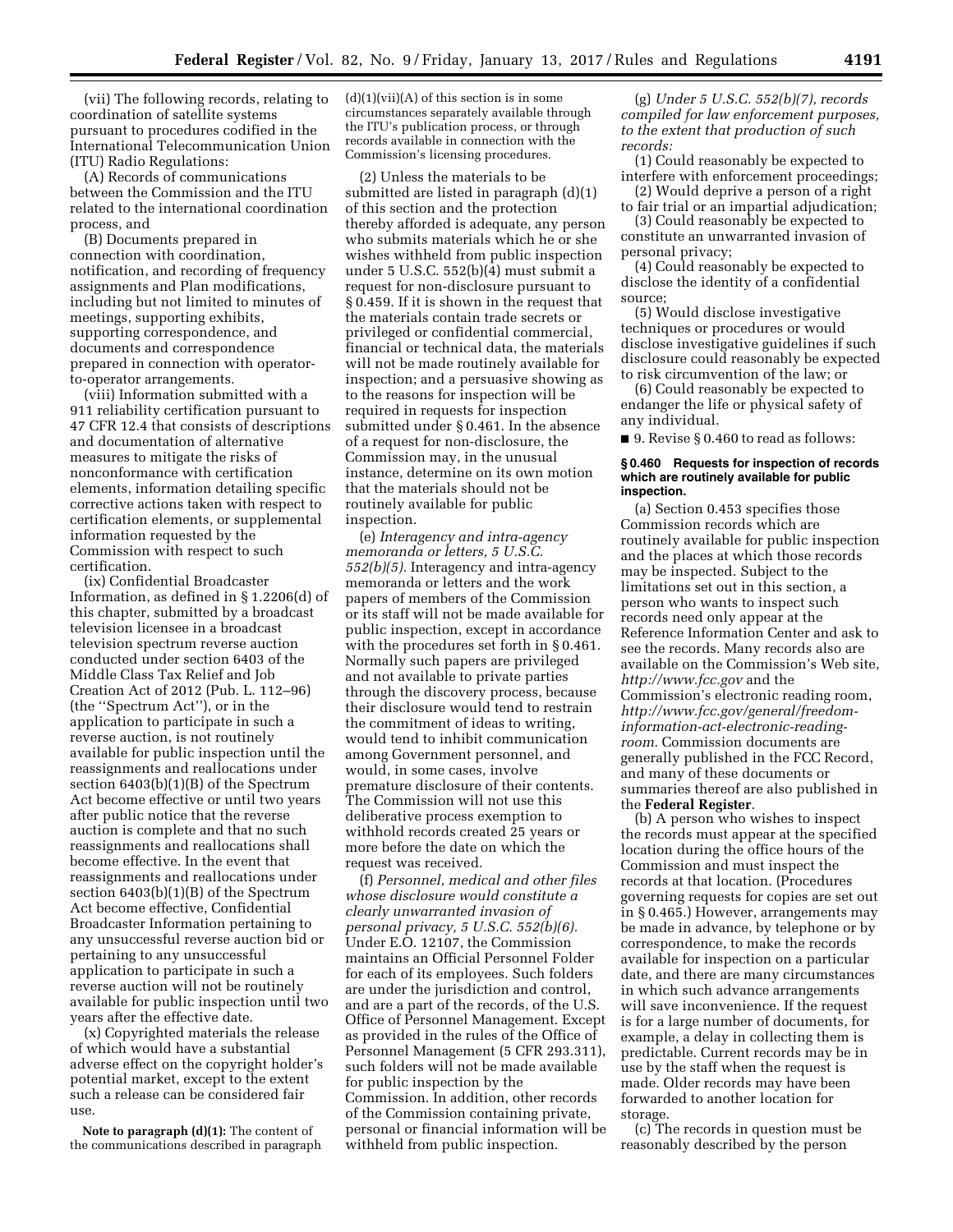(vii) The following records, relating to coordination of satellite systems pursuant to procedures codified in the International Telecommunication Union (ITU) Radio Regulations:

(A) Records of communications between the Commission and the ITU related to the international coordination process, and

(B) Documents prepared in connection with coordination, notification, and recording of frequency assignments and Plan modifications, including but not limited to minutes of meetings, supporting exhibits, supporting correspondence, and documents and correspondence prepared in connection with operator-to-operator arrangements.

(viii) Information submitted with a 911 reliability certification pursuant to 47 CFR 12.4 that consists of descriptions and documentation of alternative measures to mitigate the risks of nonconformance with certification elements, information detailing specific corrective actions taken with respect to certification elements, or supplemental information requested by the Commission with respect to such certification.

(ix) Confidential Broadcaster Information, as defined in § 1.2206(d) of this chapter, submitted by a broadcast television licensee in a broadcast television spectrum reverse auction conducted under section 6403 of the Middle Class Tax Relief and Job Creation Act of 2012 (Pub. L. 112–96) (the ''Spectrum Act''), or in the application to participate in such a reverse auction, is not routinely available for public inspection until the reassignments and reallocations under section 6403(b)(1)(B) of the Spectrum Act become effective or until two years after public notice that the reverse auction is complete and that no such reassignments and reallocations shall become effective. In the event that reassignments and reallocations under section 6403(b)(1)(B) of the Spectrum Act become effective, Confidential Broadcaster Information pertaining to any unsuccessful reverse auction bid or pertaining to any unsuccessful application to participate in such a reverse auction will not be routinely available for public inspection until two years after the effective date.

(x) Copyrighted materials the release of which would have a substantial adverse effect on the copyright holder's potential market, except to the extent such a release can be considered fair use.

**Note to paragraph (d)(1):** The content of the communications described in paragraph (d)(1)(vii)(A) of this section is in some circumstances separately available through the ITU's publication process, or through records available in connection with the Commission's licensing procedures.

(2) Unless the materials to be submitted are listed in paragraph (d)(1) of this section and the protection thereby afforded is adequate, any person who submits materials which he or she wishes withheld from public inspection under 5 U.S.C. 552(b)(4) must submit a request for non-disclosure pursuant to § 0.459. If it is shown in the request that the materials contain trade secrets or privileged or confidential commercial, financial or technical data, the materials will not be made routinely available for inspection; and a persuasive showing as to the reasons for inspection will be required in requests for inspection submitted under § 0.461. In the absence of a request for non-disclosure, the Commission may, in the unusual instance, determine on its own motion that the materials should not be routinely available for public inspection.

(e) *Interagency and intra-agency memoranda or letters, 5 U.S.C. 552(b)(5).* Interagency and intra-agency memoranda or letters and the work papers of members of the Commission or its staff will not be made available for public inspection, except in accordance with the procedures set forth in § 0.461. Normally such papers are privileged and not available to private parties through the discovery process, because their disclosure would tend to restrain the commitment of ideas to writing, would tend to inhibit communication among Government personnel, and would, in some cases, involve premature disclosure of their contents. The Commission will not use this deliberative process exemption to withhold records created 25 years or more before the date on which the request was received.

(f) *Personnel, medical and other files whose disclosure would constitute a clearly unwarranted invasion of personal privacy, 5 U.S.C. 552(b)(6).* Under E.O. 12107, the Commission maintains an Official Personnel Folder for each of its employees. Such folders are under the jurisdiction and control, and are a part of the records, of the U.S. Office of Personnel Management. Except as provided in the rules of the Office of Personnel Management (5 CFR 293.311), such folders will not be made available for public inspection by the Commission. In addition, other records of the Commission containing private, personal or financial information will be withheld from public inspection.

(g) *Under 5 U.S.C. 552(b)(7), records compiled for law enforcement purposes, to the extent that production of such records:*

(1) Could reasonably be expected to interfere with enforcement proceedings;

(2) Would deprive a person of a right to fair trial or an impartial adjudication;

(3) Could reasonably be expected to constitute an unwarranted invasion of personal privacy;

(4) Could reasonably be expected to disclose the identity of a confidential source;

(5) Would disclose investigative techniques or procedures or would disclose investigative guidelines if such disclosure could reasonably be expected to risk circumvention of the law; or

(6) Could reasonably be expected to endanger the life or physical safety of any individual.

■ 9. Revise § 0.460 to read as follows:

### § 0.460 Requests for inspection of records which are routinely available for public inspection.

(a) Section 0.453 specifies those Commission records which are routinely available for public inspection and the places at which those records may be inspected. Subject to the limitations set out in this section, a person who wants to inspect such records need only appear at the Reference Information Center and ask to see the records. Many records also are available on the Commission's Web site, *http://www.fcc.gov* and the Commission's electronic reading room, *http://www.fcc.gov/general/freedom-information-act-electronic-reading-room.* Commission documents are generally published in the FCC Record, and many of these documents or summaries thereof are also published in the **Federal Register**.

(b) A person who wishes to inspect the records must appear at the specified location during the office hours of the Commission and must inspect the records at that location. (Procedures governing requests for copies are set out in § 0.465.) However, arrangements may be made in advance, by telephone or by correspondence, to make the records available for inspection on a particular date, and there are many circumstances in which such advance arrangements will save inconvenience. If the request is for a large number of documents, for example, a delay in collecting them is predictable. Current records may be in use by the staff when the request is made. Older records may have been forwarded to another location for storage.

(c) The records in question must be reasonably described by the person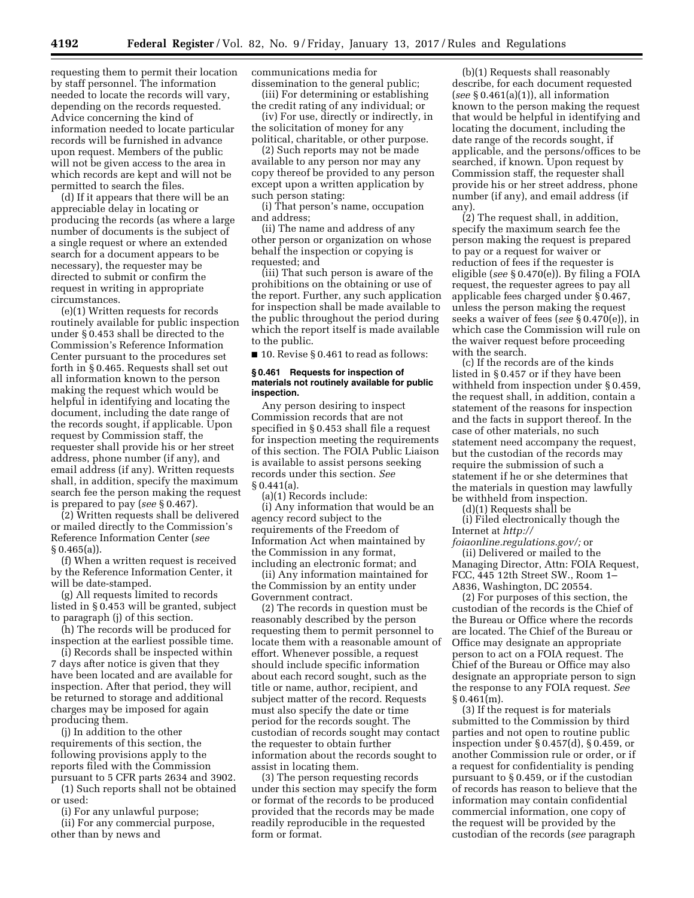requesting them to permit their location by staff personnel. The information needed to locate the records will vary, depending on the records requested. Advice concerning the kind of information needed to locate particular records will be furnished in advance upon request. Members of the public will not be given access to the area in which records are kept and will not be permitted to search the files.

(d) If it appears that there will be an appreciable delay in locating or producing the records (as where a large number of documents is the subject of a single request or where an extended search for a document appears to be necessary), the requester may be directed to submit or confirm the request in writing in appropriate circumstances.

(e)(1) Written requests for records routinely available for public inspection under § 0.453 shall be directed to the Commission's Reference Information Center pursuant to the procedures set forth in § 0.465. Requests shall set out all information known to the person making the request which would be helpful in identifying and locating the document, including the date range of the records sought, if applicable. Upon request by Commission staff, the requester shall provide his or her street address, phone number (if any), and email address (if any). Written requests shall, in addition, specify the maximum search fee the person making the request is prepared to pay (*see* § 0.467).

(2) Written requests shall be delivered or mailed directly to the Commission's Reference Information Center (*see* § 0.465(a)).

(f) When a written request is received by the Reference Information Center, it will be date-stamped.

(g) All requests limited to records listed in § 0.453 will be granted, subject to paragraph (j) of this section.

(h) The records will be produced for inspection at the earliest possible time.

(i) Records shall be inspected within 7 days after notice is given that they have been located and are available for inspection. After that period, they will be returned to storage and additional charges may be imposed for again producing them.

(j) In addition to the other requirements of this section, the following provisions apply to the reports filed with the Commission pursuant to 5 CFR parts 2634 and 3902.

(1) Such reports shall not be obtained or used:

(i) For any unlawful purpose;

(ii) For any commercial purpose, other than by news and communications media for dissemination to the general public;

(iii) For determining or establishing the credit rating of any individual; or

(iv) For use, directly or indirectly, in the solicitation of money for any political, charitable, or other purpose.

(2) Such reports may not be made available to any person nor may any copy thereof be provided to any person except upon a written application by such person stating:

(i) That person's name, occupation and address;

(ii) The name and address of any other person or organization on whose behalf the inspection or copying is requested; and

(iii) That such person is aware of the prohibitions on the obtaining or use of the report. Further, any such application for inspection shall be made available to the public throughout the period during which the report itself is made available to the public.

■ 10. Revise § 0.461 to read as follows:

### § 0.461 Requests for inspection of materials not routinely available for public inspection.

Any person desiring to inspect Commission records that are not specified in § 0.453 shall file a request for inspection meeting the requirements of this section. The FOIA Public Liaison is available to assist persons seeking records under this section. *See* § 0.441(a).

(a)(1) Records include:

(i) Any information that would be an agency record subject to the requirements of the Freedom of Information Act when maintained by the Commission in any format, including an electronic format; and

(ii) Any information maintained for the Commission by an entity under Government contract.

(2) The records in question must be reasonably described by the person requesting them to permit personnel to locate them with a reasonable amount of effort. Whenever possible, a request should include specific information about each record sought, such as the title or name, author, recipient, and subject matter of the record. Requests must also specify the date or time period for the records sought. The custodian of records sought may contact the requester to obtain further information about the records sought to assist in locating them.

(3) The person requesting records under this section may specify the form or format of the records to be produced provided that the records may be made readily reproducible in the requested form or format.

(b)(1) Requests shall reasonably describe, for each document requested (*see* § 0.461(a)(1)), all information known to the person making the request that would be helpful in identifying and locating the document, including the date range of the records sought, if applicable, and the persons/offices to be searched, if known. Upon request by Commission staff, the requester shall provide his or her street address, phone number (if any), and email address (if any).

(2) The request shall, in addition, specify the maximum search fee the person making the request is prepared to pay or a request for waiver or reduction of fees if the requester is eligible (*see* § 0.470(e)). By filing a FOIA request, the requester agrees to pay all applicable fees charged under § 0.467, unless the person making the request seeks a waiver of fees (*see* § 0.470(e)), in which case the Commission will rule on the waiver request before proceeding with the search.

(c) If the records are of the kinds listed in § 0.457 or if they have been withheld from inspection under § 0.459, the request shall, in addition, contain a statement of the reasons for inspection and the facts in support thereof. In the case of other materials, no such statement need accompany the request, but the custodian of the records may require the submission of such a statement if he or she determines that the materials in question may lawfully be withheld from inspection.

(d)(1) Requests shall be

(i) Filed electronically though the Internet at *http://foiaonline.regulations.gov/;* or

(ii) Delivered or mailed to the Managing Director, Attn: FOIA Request, FCC, 445 12th Street SW., Room 1–A836, Washington, DC 20554.

(2) For purposes of this section, the custodian of the records is the Chief of the Bureau or Office where the records are located. The Chief of the Bureau or Office may designate an appropriate person to act on a FOIA request. The Chief of the Bureau or Office may also designate an appropriate person to sign the response to any FOIA request. *See* § 0.461(m).

(3) If the request is for materials submitted to the Commission by third parties and not open to routine public inspection under § 0.457(d), § 0.459, or another Commission rule or order, or if a request for confidentiality is pending pursuant to § 0.459, or if the custodian of records has reason to believe that the information may contain confidential commercial information, one copy of the request will be provided by the custodian of the records (*see* paragraph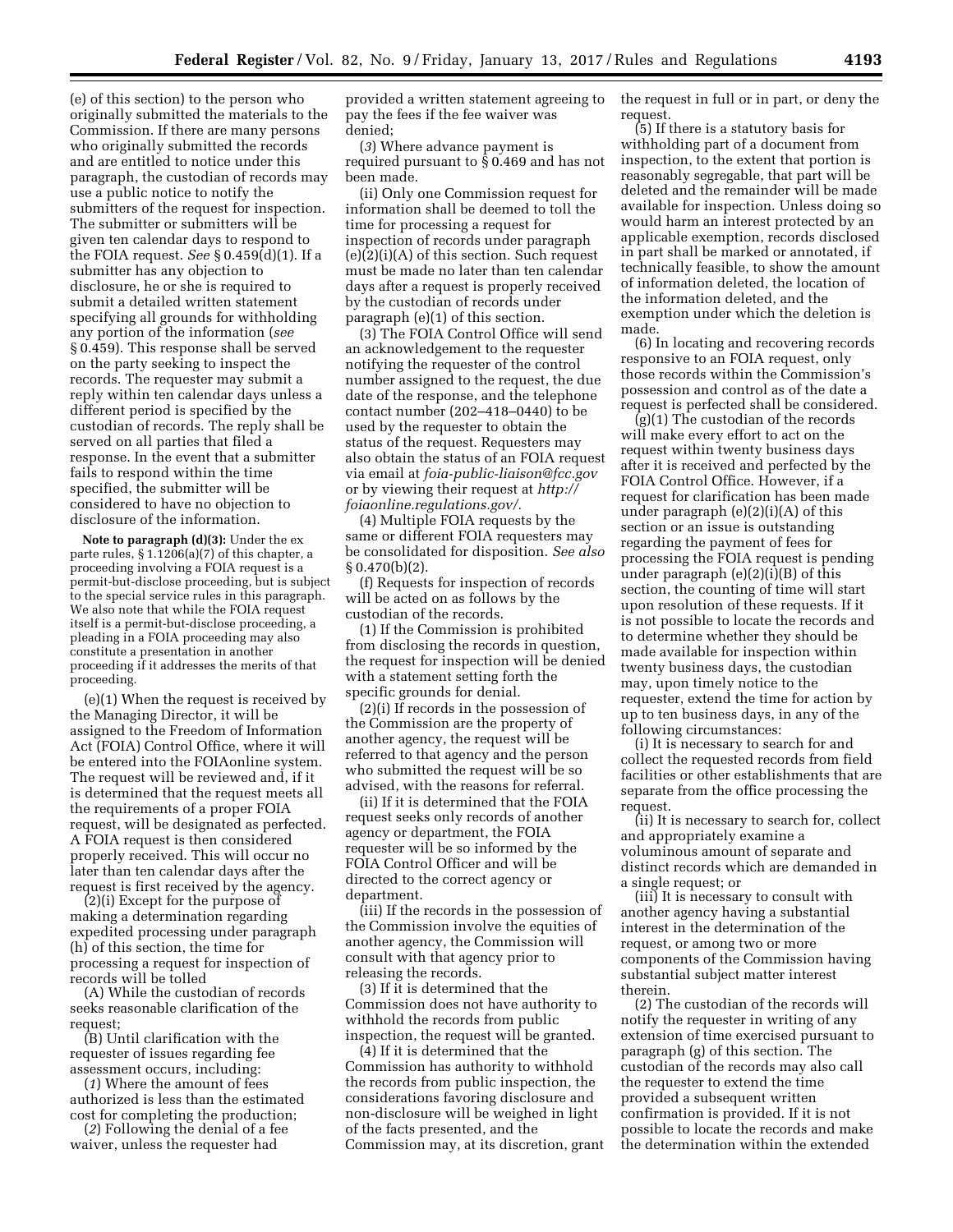(e) of this section) to the person who originally submitted the materials to the Commission. If there are many persons who originally submitted the records and are entitled to notice under this paragraph, the custodian of records may use a public notice to notify the submitters of the request for inspection. The submitter or submitters will be given ten calendar days to respond to the FOIA request. *See* § 0.459(d)(1). If a submitter has any objection to disclosure, he or she is required to submit a detailed written statement specifying all grounds for withholding any portion of the information (*see* § 0.459). This response shall be served on the party seeking to inspect the records. The requester may submit a reply within ten calendar days unless a different period is specified by the custodian of records. The reply shall be served on all parties that filed a response. In the event that a submitter fails to respond within the time specified, the submitter will be considered to have no objection to disclosure of the information.

**Note to paragraph (d)(3):** Under the ex parte rules, § 1.1206(a)(7) of this chapter, a proceeding involving a FOIA request is a permit-but-disclose proceeding, but is subject to the special service rules in this paragraph. We also note that while the FOIA request itself is a permit-but-disclose proceeding, a pleading in a FOIA proceeding may also constitute a presentation in another proceeding if it addresses the merits of that proceeding.

(e)(1) When the request is received by the Managing Director, it will be assigned to the Freedom of Information Act (FOIA) Control Office, where it will be entered into the FOIAonline system. The request will be reviewed and, if it is determined that the request meets all the requirements of a proper FOIA request, will be designated as perfected. A FOIA request is then considered properly received. This will occur no later than ten calendar days after the request is first received by the agency.

(2)(i) Except for the purpose of making a determination regarding expedited processing under paragraph (h) of this section, the time for processing a request for inspection of records will be tolled

(A) While the custodian of records seeks reasonable clarification of the request;

(B) Until clarification with the requester of issues regarding fee assessment occurs, including:

(*1*) Where the amount of fees authorized is less than the estimated cost for completing the production;

(*2*) Following the denial of a fee waiver, unless the requester had provided a written statement agreeing to pay the fees if the fee waiver was denied;

(*3*) Where advance payment is required pursuant to § 0.469 and has not been made.

(ii) Only one Commission request for information shall be deemed to toll the time for processing a request for inspection of records under paragraph (e)(2)(i)(A) of this section. Such request must be made no later than ten calendar days after a request is properly received by the custodian of records under paragraph (e)(1) of this section.

(3) The FOIA Control Office will send an acknowledgement to the requester notifying the requester of the control number assigned to the request, the due date of the response, and the telephone contact number (202–418–0440) to be used by the requester to obtain the status of the request. Requesters may also obtain the status of an FOIA request via email at *foia-public-liaison@fcc.gov* or by viewing their request at *http://foiaonline.regulations.gov/.*

(4) Multiple FOIA requests by the same or different FOIA requesters may be consolidated for disposition. *See also* § 0.470(b)(2).

(f) Requests for inspection of records will be acted on as follows by the custodian of the records.

(1) If the Commission is prohibited from disclosing the records in question, the request for inspection will be denied with a statement setting forth the specific grounds for denial.

(2)(i) If records in the possession of the Commission are the property of another agency, the request will be referred to that agency and the person who submitted the request will be so advised, with the reasons for referral.

(ii) If it is determined that the FOIA request seeks only records of another agency or department, the FOIA requester will be so informed by the FOIA Control Officer and will be directed to the correct agency or department.

(iii) If the records in the possession of the Commission involve the equities of another agency, the Commission will consult with that agency prior to releasing the records.

(3) If it is determined that the Commission does not have authority to withhold the records from public inspection, the request will be granted.

(4) If it is determined that the Commission has authority to withhold the records from public inspection, the considerations favoring disclosure and non-disclosure will be weighed in light of the facts presented, and the Commission may, at its discretion, grant the request in full or in part, or deny the request.

(5) If there is a statutory basis for withholding part of a document from inspection, to the extent that portion is reasonably segregable, that part will be deleted and the remainder will be made available for inspection. Unless doing so would harm an interest protected by an applicable exemption, records disclosed in part shall be marked or annotated, if technically feasible, to show the amount of information deleted, the location of the information deleted, and the exemption under which the deletion is made.

(6) In locating and recovering records responsive to an FOIA request, only those records within the Commission's possession and control as of the date a request is perfected shall be considered.

(g)(1) The custodian of the records will make every effort to act on the request within twenty business days after it is received and perfected by the FOIA Control Office. However, if a request for clarification has been made under paragraph (e)(2)(i)(A) of this section or an issue is outstanding regarding the payment of fees for processing the FOIA request is pending under paragraph (e)(2)(i)(B) of this section, the counting of time will start upon resolution of these requests. If it is not possible to locate the records and to determine whether they should be made available for inspection within twenty business days, the custodian may, upon timely notice to the requester, extend the time for action by up to ten business days, in any of the following circumstances:

(i) It is necessary to search for and collect the requested records from field facilities or other establishments that are separate from the office processing the request.

(ii) It is necessary to search for, collect and appropriately examine a voluminous amount of separate and distinct records which are demanded in a single request; or

(iii) It is necessary to consult with another agency having a substantial interest in the determination of the request, or among two or more components of the Commission having substantial subject matter interest therein.

(2) The custodian of the records will notify the requester in writing of any extension of time exercised pursuant to paragraph (g) of this section. The custodian of the records may also call the requester to extend the time provided a subsequent written confirmation is provided. If it is not possible to locate the records and make the determination within the extended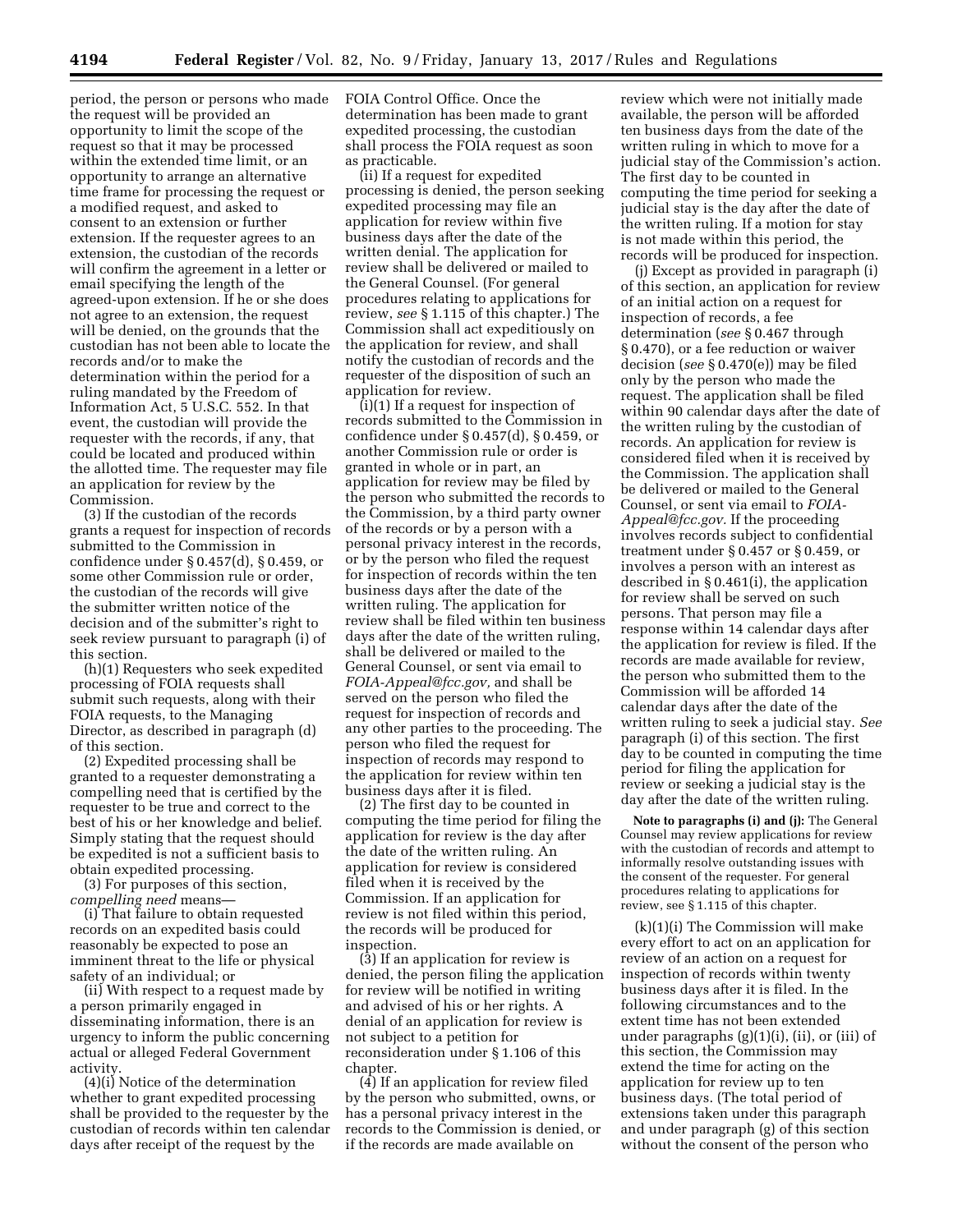period, the person or persons who made the request will be provided an opportunity to limit the scope of the request so that it may be processed within the extended time limit, or an opportunity to arrange an alternative time frame for processing the request or a modified request, and asked to consent to an extension or further extension. If the requester agrees to an extension, the custodian of the records will confirm the agreement in a letter or email specifying the length of the agreed-upon extension. If he or she does not agree to an extension, the request will be denied, on the grounds that the custodian has not been able to locate the records and/or to make the determination within the period for a ruling mandated by the Freedom of Information Act, 5 U.S.C. 552. In that event, the custodian will provide the requester with the records, if any, that could be located and produced within the allotted time. The requester may file an application for review by the Commission.

(3) If the custodian of the records grants a request for inspection of records submitted to the Commission in confidence under § 0.457(d), § 0.459, or some other Commission rule or order, the custodian of the records will give the submitter written notice of the decision and of the submitter's right to seek review pursuant to paragraph (i) of this section.

(h)(1) Requesters who seek expedited processing of FOIA requests shall submit such requests, along with their FOIA requests, to the Managing Director, as described in paragraph (d) of this section.

(2) Expedited processing shall be granted to a requester demonstrating a compelling need that is certified by the requester to be true and correct to the best of his or her knowledge and belief. Simply stating that the request should be expedited is not a sufficient basis to obtain expedited processing.

(3) For purposes of this section, *compelling need* means—

(i) That failure to obtain requested records on an expedited basis could reasonably be expected to pose an imminent threat to the life or physical safety of an individual; or

(ii) With respect to a request made by a person primarily engaged in disseminating information, there is an urgency to inform the public concerning actual or alleged Federal Government activity.

(4)(i) Notice of the determination whether to grant expedited processing shall be provided to the requester by the custodian of records within ten calendar days after receipt of the request by the FOIA Control Office. Once the determination has been made to grant expedited processing, the custodian shall process the FOIA request as soon as practicable.

(ii) If a request for expedited processing is denied, the person seeking expedited processing may file an application for review within five business days after the date of the written denial. The application for review shall be delivered or mailed to the General Counsel. (For general procedures relating to applications for review, *see* § 1.115 of this chapter.) The Commission shall act expeditiously on the application for review, and shall notify the custodian of records and the requester of the disposition of such an application for review.

(i)(1) If a request for inspection of records submitted to the Commission in confidence under § 0.457(d), § 0.459, or another Commission rule or order is granted in whole or in part, an application for review may be filed by the person who submitted the records to the Commission, by a third party owner of the records or by a person with a personal privacy interest in the records, or by the person who filed the request for inspection of records within the ten business days after the date of the written ruling. The application for review shall be filed within ten business days after the date of the written ruling, shall be delivered or mailed to the General Counsel, or sent via email to *FOIA-Appeal@fcc.gov,* and shall be served on the person who filed the request for inspection of records and any other parties to the proceeding. The person who filed the request for inspection of records may respond to the application for review within ten business days after it is filed.

(2) The first day to be counted in computing the time period for filing the application for review is the day after the date of the written ruling. An application for review is considered filed when it is received by the Commission. If an application for review is not filed within this period, the records will be produced for inspection.

(3) If an application for review is denied, the person filing the application for review will be notified in writing and advised of his or her rights. A denial of an application for review is not subject to a petition for reconsideration under § 1.106 of this chapter.

(4) If an application for review filed by the person who submitted, owns, or has a personal privacy interest in the records to the Commission is denied, or if the records are made available on review which were not initially made available, the person will be afforded ten business days from the date of the written ruling in which to move for a judicial stay of the Commission's action. The first day to be counted in computing the time period for seeking a judicial stay is the day after the date of the written ruling. If a motion for stay is not made within this period, the records will be produced for inspection.

(j) Except as provided in paragraph (i) of this section, an application for review of an initial action on a request for inspection of records, a fee determination (*see* § 0.467 through § 0.470), or a fee reduction or waiver decision (*see* § 0.470(e)) may be filed only by the person who made the request. The application shall be filed within 90 calendar days after the date of the written ruling by the custodian of records. An application for review is considered filed when it is received by the Commission. The application shall be delivered or mailed to the General Counsel, or sent via email to *FOIA-Appeal@fcc.gov.* If the proceeding involves records subject to confidential treatment under § 0.457 or § 0.459, or involves a person with an interest as described in § 0.461(i), the application for review shall be served on such persons. That person may file a response within 14 calendar days after the application for review is filed. If the records are made available for review, the person who submitted them to the Commission will be afforded 14 calendar days after the date of the written ruling to seek a judicial stay. *See* paragraph (i) of this section. The first day to be counted in computing the time period for filing the application for review or seeking a judicial stay is the day after the date of the written ruling.

**Note to paragraphs (i) and (j):** The General Counsel may review applications for review with the custodian of records and attempt to informally resolve outstanding issues with the consent of the requester. For general procedures relating to applications for review, see § 1.115 of this chapter.

(k)(1)(i) The Commission will make every effort to act on an application for review of an action on a request for inspection of records within twenty business days after it is filed. In the following circumstances and to the extent time has not been extended under paragraphs (g)(1)(i), (ii), or (iii) of this section, the Commission may extend the time for acting on the application for review up to ten business days. (The total period of extensions taken under this paragraph and under paragraph (g) of this section without the consent of the person who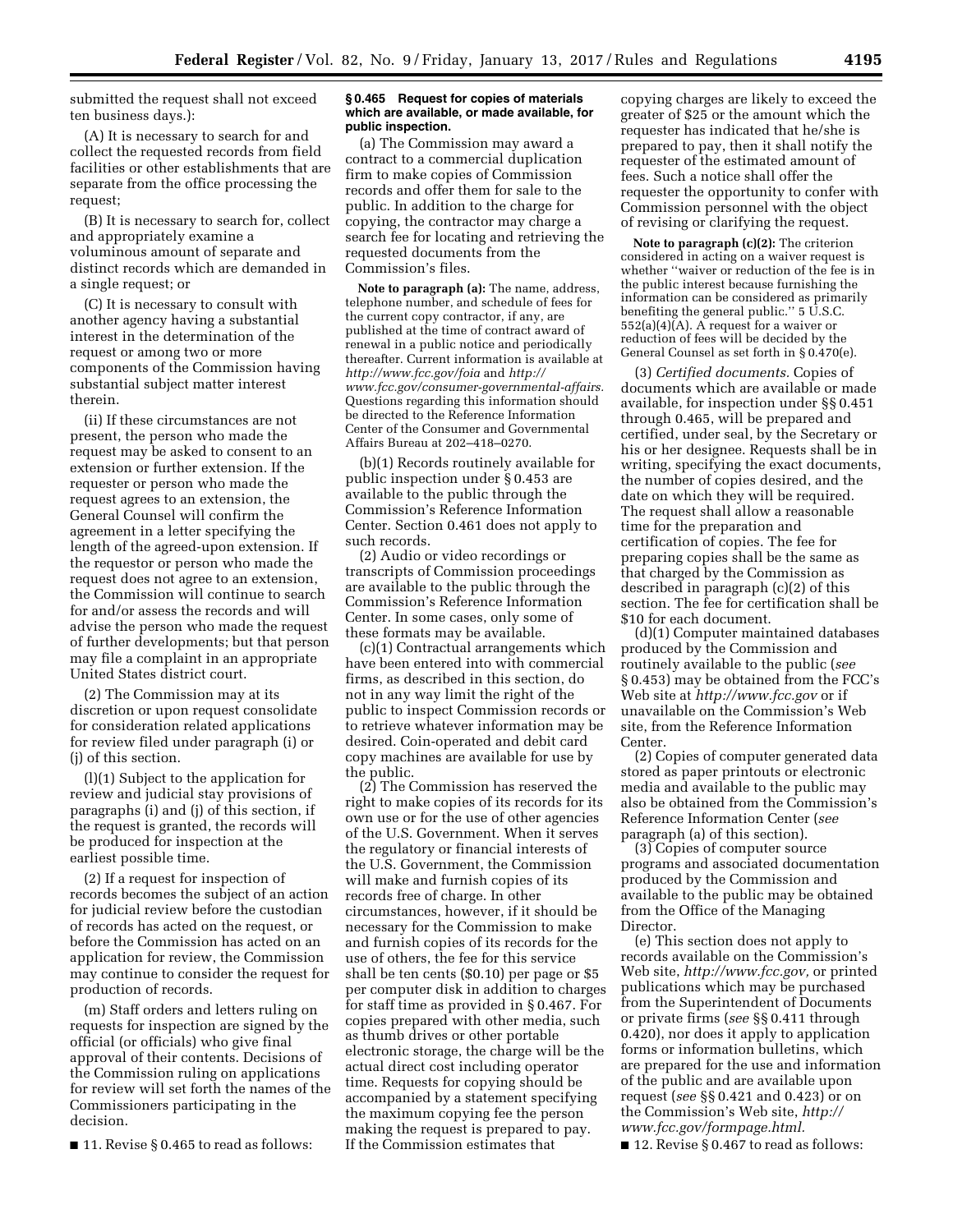submitted the request shall not exceed ten business days.):

(A) It is necessary to search for and collect the requested records from field facilities or other establishments that are separate from the office processing the request;

(B) It is necessary to search for, collect and appropriately examine a voluminous amount of separate and distinct records which are demanded in a single request; or

(C) It is necessary to consult with another agency having a substantial interest in the determination of the request or among two or more components of the Commission having substantial subject matter interest therein.

(ii) If these circumstances are not present, the person who made the request may be asked to consent to an extension or further extension. If the requester or person who made the request agrees to an extension, the General Counsel will confirm the agreement in a letter specifying the length of the agreed-upon extension. If the requestor or person who made the request does not agree to an extension, the Commission will continue to search for and/or assess the records and will advise the person who made the request of further developments; but that person may file a complaint in an appropriate United States district court.

(2) The Commission may at its discretion or upon request consolidate for consideration related applications for review filed under paragraph (i) or (j) of this section.

(l)(1) Subject to the application for review and judicial stay provisions of paragraphs (i) and (j) of this section, if the request is granted, the records will be produced for inspection at the earliest possible time.

(2) If a request for inspection of records becomes the subject of an action for judicial review before the custodian of records has acted on the request, or before the Commission has acted on an application for review, the Commission may continue to consider the request for production of records.

(m) Staff orders and letters ruling on requests for inspection are signed by the official (or officials) who give final approval of their contents. Decisions of the Commission ruling on applications for review will set forth the names of the Commissioners participating in the decision.

■ 11. Revise § 0.465 to read as follows:

**§ 0.465 Request for copies of materials which are available, or made available, for public inspection.**

(a) The Commission may award a contract to a commercial duplication firm to make copies of Commission records and offer them for sale to the public. In addition to the charge for copying, the contractor may charge a search fee for locating and retrieving the requested documents from the Commission's files.

**Note to paragraph (a):** The name, address, telephone number, and schedule of fees for the current copy contractor, if any, are published at the time of contract award of renewal in a public notice and periodically thereafter. Current information is available at *http://www.fcc.gov/foia* and *http://www.fcc.gov/consumer-governmental-affairs.* Questions regarding this information should be directed to the Reference Information Center of the Consumer and Governmental Affairs Bureau at 202–418–0270.

(b)(1) Records routinely available for public inspection under § 0.453 are available to the public through the Commission's Reference Information Center. Section 0.461 does not apply to such records.

(2) Audio or video recordings or transcripts of Commission proceedings are available to the public through the Commission's Reference Information Center. In some cases, only some of these formats may be available.

(c)(1) Contractual arrangements which have been entered into with commercial firms, as described in this section, do not in any way limit the right of the public to inspect Commission records or to retrieve whatever information may be desired. Coin-operated and debit card copy machines are available for use by the public.

(2) The Commission has reserved the right to make copies of its records for its own use or for the use of other agencies of the U.S. Government. When it serves the regulatory or financial interests of the U.S. Government, the Commission will make and furnish copies of its records free of charge. In other circumstances, however, if it should be necessary for the Commission to make and furnish copies of its records for the use of others, the fee for this service shall be ten cents ($0.10) per page or $5 per computer disk in addition to charges for staff time as provided in § 0.467. For copies prepared with other media, such as thumb drives or other portable electronic storage, the charge will be the actual direct cost including operator time. Requests for copying should be accompanied by a statement specifying the maximum copying fee the person making the request is prepared to pay. If the Commission estimates that copying charges are likely to exceed the greater of $25 or the amount which the requester has indicated that he/she is prepared to pay, then it shall notify the requester of the estimated amount of fees. Such a notice shall offer the requester the opportunity to confer with Commission personnel with the object of revising or clarifying the request.

**Note to paragraph (c)(2):** The criterion considered in acting on a waiver request is whether "waiver or reduction of the fee is in the public interest because furnishing the information can be considered as primarily benefiting the general public." 5 U.S.C. 552(a)(4)(A). A request for a waiver or reduction of fees will be decided by the General Counsel as set forth in § 0.470(e).

(3) *Certified documents.* Copies of documents which are available or made available, for inspection under §§ 0.451 through 0.465, will be prepared and certified, under seal, by the Secretary or his or her designee. Requests shall be in writing, specifying the exact documents, the number of copies desired, and the date on which they will be required. The request shall allow a reasonable time for the preparation and certification of copies. The fee for preparing copies shall be the same as that charged by the Commission as described in paragraph (c)(2) of this section. The fee for certification shall be $10 for each document.

(d)(1) Computer maintained databases produced by the Commission and routinely available to the public (*see* § 0.453) may be obtained from the FCC's Web site at *http://www.fcc.gov* or if unavailable on the Commission's Web site, from the Reference Information Center.

(2) Copies of computer generated data stored as paper printouts or electronic media and available to the public may also be obtained from the Commission's Reference Information Center (*see* paragraph (a) of this section).

(3) Copies of computer source programs and associated documentation produced by the Commission and available to the public may be obtained from the Office of the Managing Director.

(e) This section does not apply to records available on the Commission's Web site, *http://www.fcc.gov,* or printed publications which may be purchased from the Superintendent of Documents or private firms (*see* §§ 0.411 through 0.420), nor does it apply to application forms or information bulletins, which are prepared for the use and information of the public and are available upon request (*see* §§ 0.421 and 0.423) or on the Commission's Web site, *http://www.fcc.gov/formpage.html.*

■ 12. Revise § 0.467 to read as follows: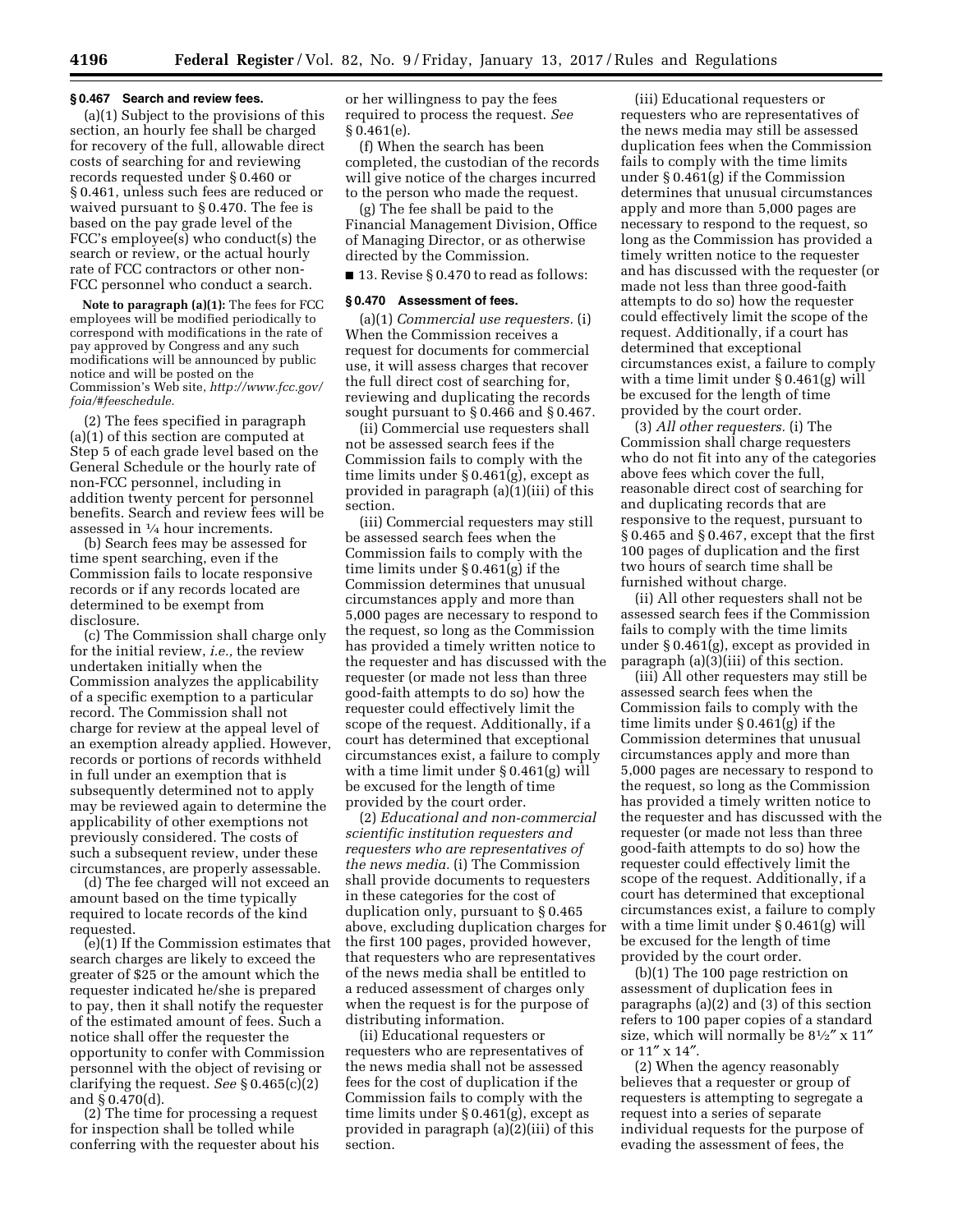**§ 0.467 Search and review fees.**

(a)(1) Subject to the provisions of this section, an hourly fee shall be charged for recovery of the full, allowable direct costs of searching for and reviewing records requested under § 0.460 or § 0.461, unless such fees are reduced or waived pursuant to § 0.470. The fee is based on the pay grade level of the FCC's employee(s) who conduct(s) the search or review, or the actual hourly rate of FCC contractors or other non-FCC personnel who conduct a search.

**Note to paragraph (a)(1):** The fees for FCC employees will be modified periodically to correspond with modifications in the rate of pay approved by Congress and any such modifications will be announced by public notice and will be posted on the Commission's Web site, *http://www.fcc.gov/foia/#feeschedule.*

(2) The fees specified in paragraph (a)(1) of this section are computed at Step 5 of each grade level based on the General Schedule or the hourly rate of non-FCC personnel, including in addition twenty percent for personnel benefits. Search and review fees will be assessed in ¼ hour increments.

(b) Search fees may be assessed for time spent searching, even if the Commission fails to locate responsive records or if any records located are determined to be exempt from disclosure.

(c) The Commission shall charge only for the initial review, *i.e.,* the review undertaken initially when the Commission analyzes the applicability of a specific exemption to a particular record. The Commission shall not charge for review at the appeal level of an exemption already applied. However, records or portions of records withheld in full under an exemption that is subsequently determined not to apply may be reviewed again to determine the applicability of other exemptions not previously considered. The costs of such a subsequent review, under these circumstances, are properly assessable.

(d) The fee charged will not exceed an amount based on the time typically required to locate records of the kind requested.

(e)(1) If the Commission estimates that search charges are likely to exceed the greater of $25 or the amount which the requester indicated he/she is prepared to pay, then it shall notify the requester of the estimated amount of fees. Such a notice shall offer the requester the opportunity to confer with Commission personnel with the object of revising or clarifying the request. *See* § 0.465(c)(2) and § 0.470(d).

(2) The time for processing a request for inspection shall be tolled while conferring with the requester about his or her willingness to pay the fees required to process the request. *See* § 0.461(e).

(f) When the search has been completed, the custodian of the records will give notice of the charges incurred to the person who made the request.

(g) The fee shall be paid to the Financial Management Division, Office of Managing Director, or as otherwise directed by the Commission.

■ 13. Revise § 0.470 to read as follows:

**§ 0.470 Assessment of fees.**

(a)(1) *Commercial use requesters.* (i) When the Commission receives a request for documents for commercial use, it will assess charges that recover the full direct cost of searching for, reviewing and duplicating the records sought pursuant to § 0.466 and § 0.467.

(ii) Commercial use requesters shall not be assessed search fees if the Commission fails to comply with the time limits under § 0.461(g), except as provided in paragraph (a)(1)(iii) of this section.

(iii) Commercial requesters may still be assessed search fees when the Commission fails to comply with the time limits under § 0.461(g) if the Commission determines that unusual circumstances apply and more than 5,000 pages are necessary to respond to the request, so long as the Commission has provided a timely written notice to the requester and has discussed with the requester (or made not less than three good-faith attempts to do so) how the requester could effectively limit the scope of the request. Additionally, if a court has determined that exceptional circumstances exist, a failure to comply with a time limit under § 0.461(g) will be excused for the length of time provided by the court order.

(2) *Educational and non-commercial scientific institution requesters and requesters who are representatives of the news media.* (i) The Commission shall provide documents to requesters in these categories for the cost of duplication only, pursuant to § 0.465 above, excluding duplication charges for the first 100 pages, provided however, that requesters who are representatives of the news media shall be entitled to a reduced assessment of charges only when the request is for the purpose of distributing information.

(ii) Educational requesters or requesters who are representatives of the news media shall not be assessed fees for the cost of duplication if the Commission fails to comply with the time limits under § 0.461(g), except as provided in paragraph (a)(2)(iii) of this section.

(iii) Educational requesters or requesters who are representatives of the news media may still be assessed duplication fees when the Commission fails to comply with the time limits under § 0.461(g) if the Commission determines that unusual circumstances apply and more than 5,000 pages are necessary to respond to the request, so long as the Commission has provided a timely written notice to the requester and has discussed with the requester (or made not less than three good-faith attempts to do so) how the requester could effectively limit the scope of the request. Additionally, if a court has determined that exceptional circumstances exist, a failure to comply with a time limit under § 0.461(g) will be excused for the length of time provided by the court order.

(3) *All other requesters.* (i) The Commission shall charge requesters who do not fit into any of the categories above fees which cover the full, reasonable direct cost of searching for and duplicating records that are responsive to the request, pursuant to § 0.465 and § 0.467, except that the first 100 pages of duplication and the first two hours of search time shall be furnished without charge.

(ii) All other requesters shall not be assessed search fees if the Commission fails to comply with the time limits under § 0.461(g), except as provided in paragraph (a)(3)(iii) of this section.

(iii) All other requesters may still be assessed search fees when the Commission fails to comply with the time limits under § 0.461(g) if the Commission determines that unusual circumstances apply and more than 5,000 pages are necessary to respond to the request, so long as the Commission has provided a timely written notice to the requester and has discussed with the requester (or made not less than three good-faith attempts to do so) how the requester could effectively limit the scope of the request. Additionally, if a court has determined that exceptional circumstances exist, a failure to comply with a time limit under § 0.461(g) will be excused for the length of time provided by the court order.

(b)(1) The 100 page restriction on assessment of duplication fees in paragraphs (a)(2) and (3) of this section refers to 100 paper copies of a standard size, which will normally be 8½″ x 11″ or 11″ x 14″.

(2) When the agency reasonably believes that a requester or group of requesters is attempting to segregate a request into a series of separate individual requests for the purpose of evading the assessment of fees, the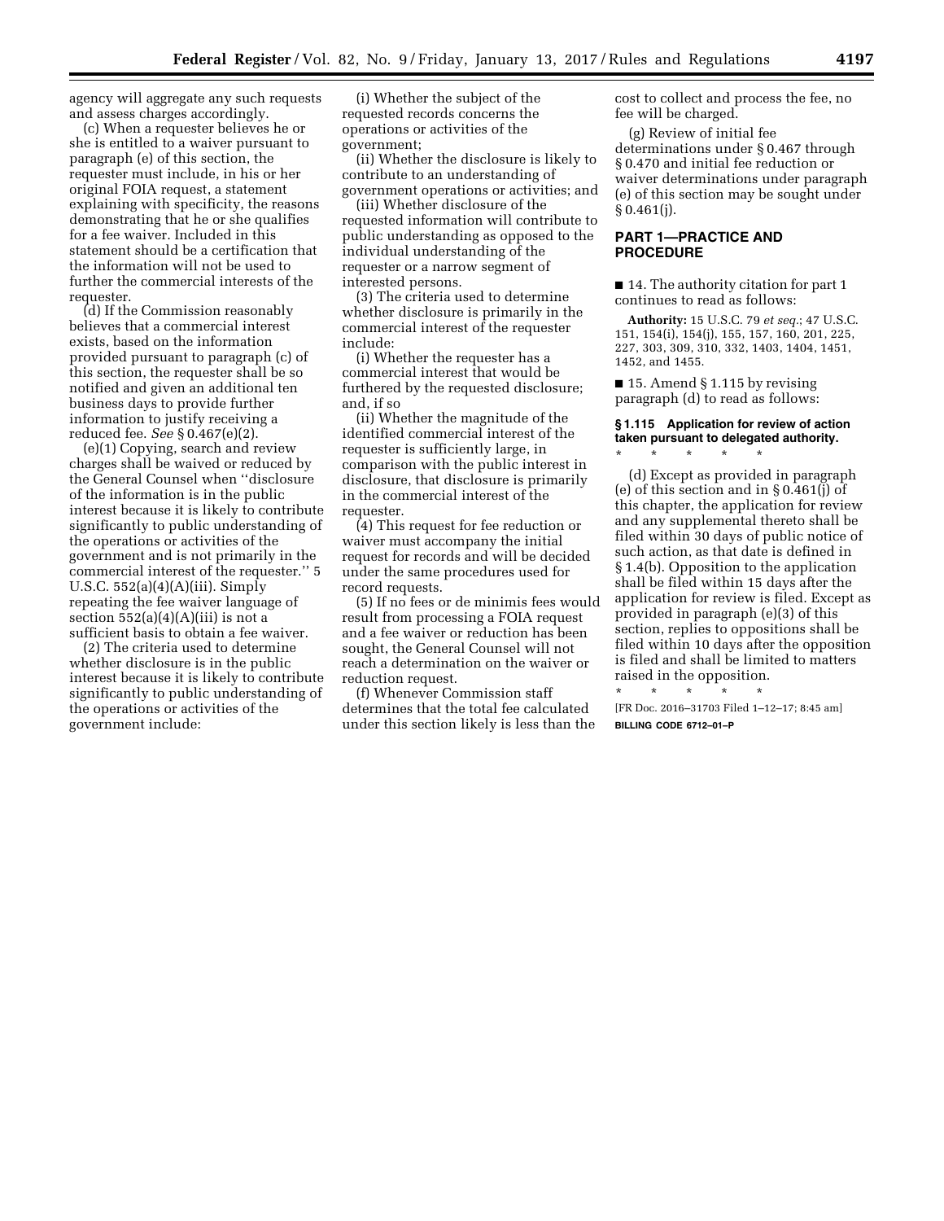agency will aggregate any such requests and assess charges accordingly.

(c) When a requester believes he or she is entitled to a waiver pursuant to paragraph (e) of this section, the requester must include, in his or her original FOIA request, a statement explaining with specificity, the reasons demonstrating that he or she qualifies for a fee waiver. Included in this statement should be a certification that the information will not be used to further the commercial interests of the requester.

(d) If the Commission reasonably believes that a commercial interest exists, based on the information provided pursuant to paragraph (c) of this section, the requester shall be so notified and given an additional ten business days to provide further information to justify receiving a reduced fee. *See* § 0.467(e)(2).

(e)(1) Copying, search and review charges shall be waived or reduced by the General Counsel when ''disclosure of the information is in the public interest because it is likely to contribute significantly to public understanding of the operations or activities of the government and is not primarily in the commercial interest of the requester.'' 5 U.S.C. 552(a)(4)(A)(iii). Simply repeating the fee waiver language of section 552(a)(4)(A)(iii) is not a sufficient basis to obtain a fee waiver.

(2) The criteria used to determine whether disclosure is in the public interest because it is likely to contribute significantly to public understanding of the operations or activities of the government include:

(i) Whether the subject of the requested records concerns the operations or activities of the government;

(ii) Whether the disclosure is likely to contribute to an understanding of government operations or activities; and

(iii) Whether disclosure of the requested information will contribute to public understanding as opposed to the individual understanding of the requester or a narrow segment of interested persons.

(3) The criteria used to determine whether disclosure is primarily in the commercial interest of the requester include:

(i) Whether the requester has a commercial interest that would be furthered by the requested disclosure; and, if so

(ii) Whether the magnitude of the identified commercial interest of the requester is sufficiently large, in comparison with the public interest in disclosure, that disclosure is primarily in the commercial interest of the requester.

(4) This request for fee reduction or waiver must accompany the initial request for records and will be decided under the same procedures used for record requests.

(5) If no fees or de minimis fees would result from processing a FOIA request and a fee waiver or reduction has been sought, the General Counsel will not reach a determination on the waiver or reduction request.

(f) Whenever Commission staff determines that the total fee calculated under this section likely is less than the cost to collect and process the fee, no fee will be charged.

(g) Review of initial fee determinations under § 0.467 through § 0.470 and initial fee reduction or waiver determinations under paragraph (e) of this section may be sought under § 0.461(j).

## PART 1—PRACTICE AND PROCEDURE

■ 14. The authority citation for part 1 continues to read as follows:

**Authority:** 15 U.S.C. 79 *et seq.*; 47 U.S.C. 151, 154(i), 154(j), 155, 157, 160, 201, 225, 227, 303, 309, 310, 332, 1403, 1404, 1451, 1452, and 1455.

■ 15. Amend § 1.115 by revising paragraph (d) to read as follows:

### § 1.115 Application for review of action taken pursuant to delegated authority.

\* \* \* \* \*

(d) Except as provided in paragraph (e) of this section and in § 0.461(j) of this chapter, the application for review and any supplemental thereto shall be filed within 30 days of public notice of such action, as that date is defined in § 1.4(b). Opposition to the application shall be filed within 15 days after the application for review is filed. Except as provided in paragraph (e)(3) of this section, replies to oppositions shall be filed within 10 days after the opposition is filed and shall be limited to matters raised in the opposition.

\* \* \* \* \*

[FR Doc. 2016–31703 Filed 1–12–17; 8:45 am]

**BILLING CODE 6712–01–P**